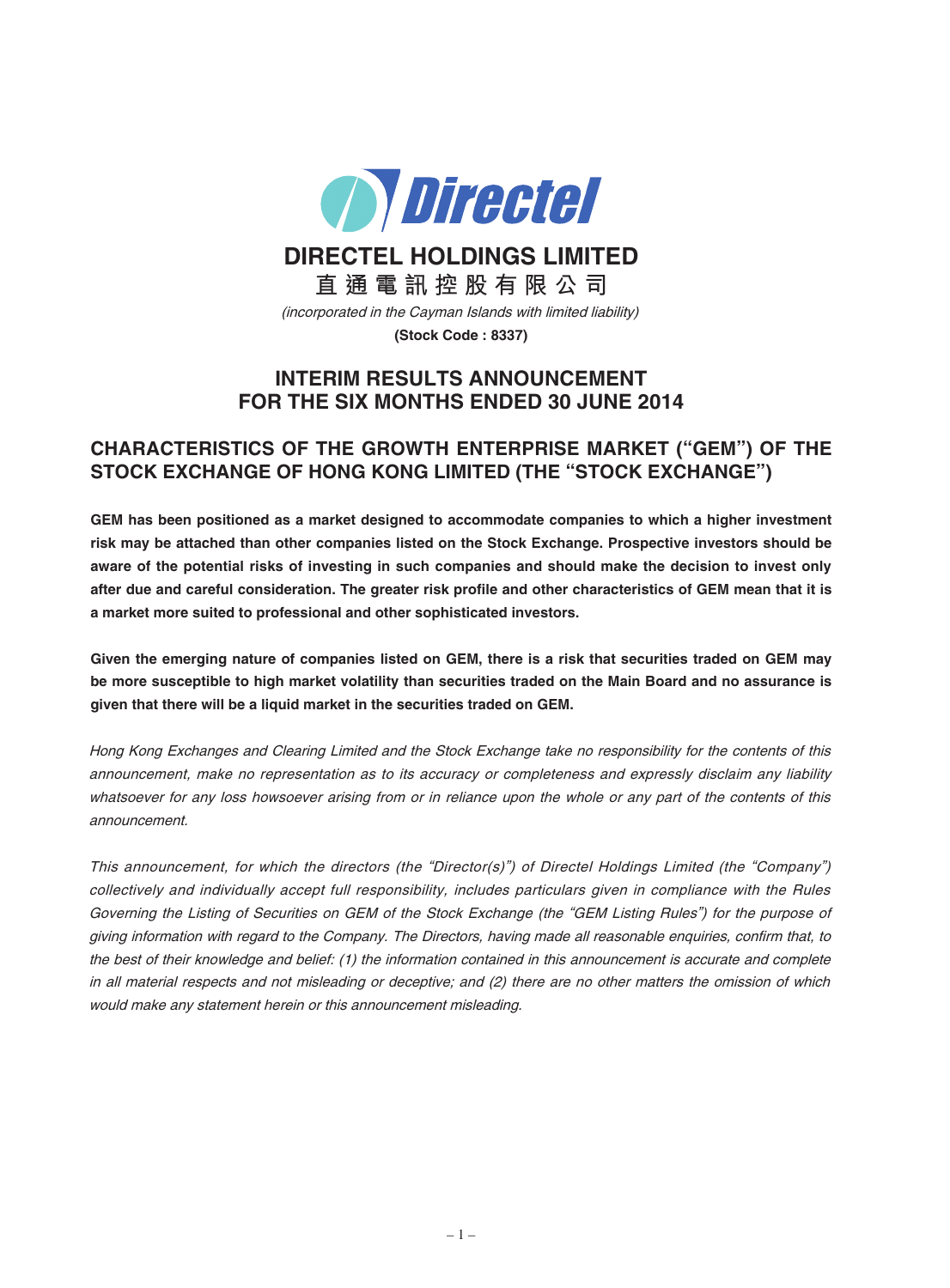# DIRECTEL HOLDINGS LIMITED

**直通電訊控股有限公司**

*(incorporated in the Cayman Islands with limited liability)*

**(Stock Code : 8337)**

## INTERIM RESULTS ANNOUNCEMENT FOR THE SIX MONTHS ENDED 30 JUNE 2014

## CHARACTERISTICS OF THE GROWTH ENTERPRISE MARKET ("GEM") OF THE STOCK EXCHANGE OF HONG KONG LIMITED (THE "STOCK EXCHANGE")

**GEM has been positioned as a market designed to accommodate companies to which a higher investment risk may be attached than other companies listed on the Stock Exchange. Prospective investors should be aware of the potential risks of investing in such companies and should make the decision to invest only after due and careful consideration. The greater risk profile and other characteristics of GEM mean that it is a market more suited to professional and other sophisticated investors.**

**Given the emerging nature of companies listed on GEM, there is a risk that securities traded on GEM may be more susceptible to high market volatility than securities traded on the Main Board and no assurance is given that there will be a liquid market in the securities traded on GEM.**

*Hong Kong Exchanges and Clearing Limited and the Stock Exchange take no responsibility for the contents of this announcement, make no representation as to its accuracy or completeness and expressly disclaim any liability whatsoever for any loss howsoever arising from or in reliance upon the whole or any part of the contents of this announcement.*

*This announcement, for which the directors (the "Director(s)") of Directel Holdings Limited (the "Company") collectively and individually accept full responsibility, includes particulars given in compliance with the Rules Governing the Listing of Securities on GEM of the Stock Exchange (the "GEM Listing Rules") for the purpose of giving information with regard to the Company. The Directors, having made all reasonable enquiries, confirm that, to the best of their knowledge and belief: (1) the information contained in this announcement is accurate and complete in all material respects and not misleading or deceptive; and (2) there are no other matters the omission of which would make any statement herein or this announcement misleading.*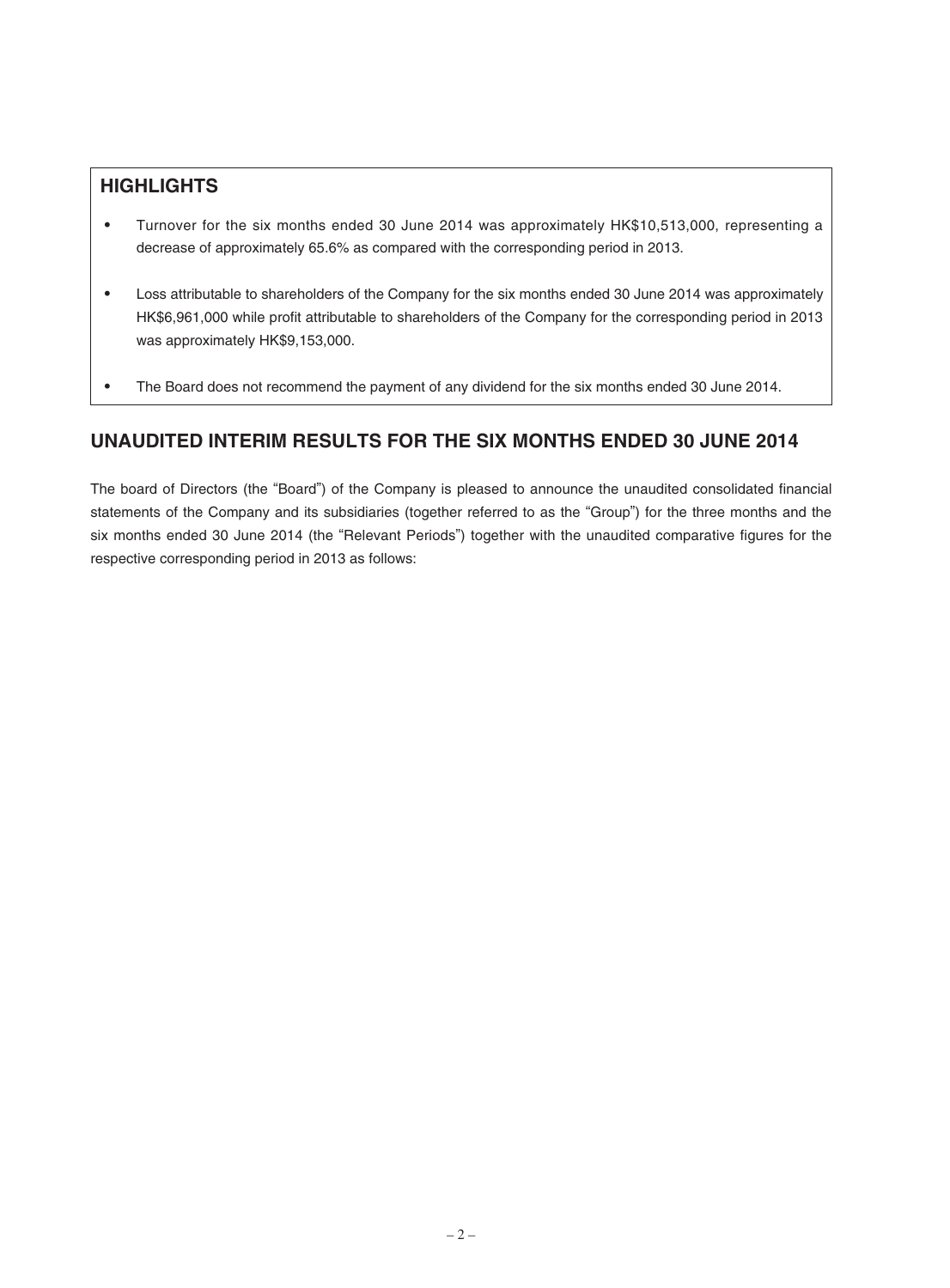## HIGHLIGHTS

- Turnover for the six months ended 30 June 2014 was approximately HK$10,513,000, representing a decrease of approximately 65.6% as compared with the corresponding period in 2013.
- Loss attributable to shareholders of the Company for the six months ended 30 June 2014 was approximately HK$6,961,000 while profit attributable to shareholders of the Company for the corresponding period in 2013 was approximately HK$9,153,000.
- The Board does not recommend the payment of any dividend for the six months ended 30 June 2014.

## UNAUDITED INTERIM RESULTS FOR THE SIX MONTHS ENDED 30 JUNE 2014

The board of Directors (the "Board") of the Company is pleased to announce the unaudited consolidated financial statements of the Company and its subsidiaries (together referred to as the "Group") for the three months and the six months ended 30 June 2014 (the "Relevant Periods") together with the unaudited comparative figures for the respective corresponding period in 2013 as follows: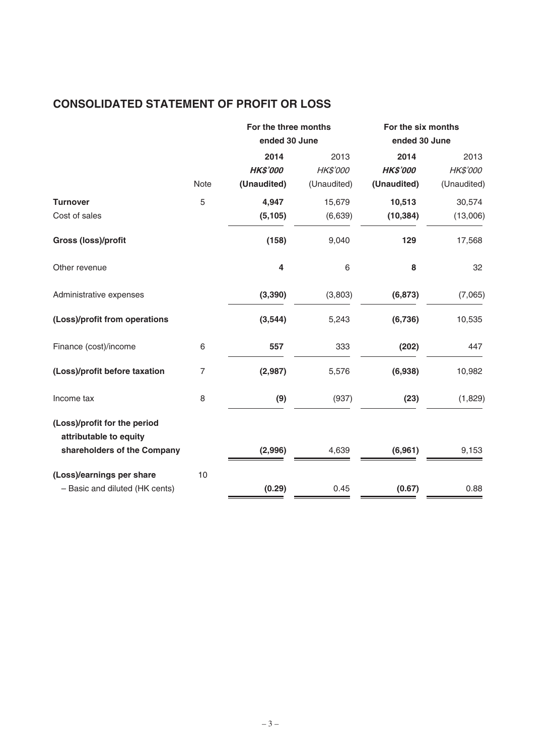## CONSOLIDATED STATEMENT OF PROFIT OR LOSS

| | Note | For the three months ended 30 June | | For the six months ended 30 June | |
|---|---|---|---|---|---|
| | | **2014** | 2013 | **2014** | 2013 |
| | | ***HK$'000*** | *HK$'000* | ***HK$'000*** | *HK$'000* |
| | | **(Unaudited)** | (Unaudited) | **(Unaudited)** | (Unaudited) |
| **Turnover** | 5 | **4,947** | 15,679 | **10,513** | 30,574 |
| Cost of sales | | **(5,105)** | (6,639) | **(10,384)** | (13,006) |
| **Gross (loss)/profit** | | **(158)** | 9,040 | **129** | 17,568 |
| Other revenue | | **4** | 6 | **8** | 32 |
| Administrative expenses | | **(3,390)** | (3,803) | **(6,873)** | (7,065) |
| **(Loss)/profit from operations** | | **(3,544)** | 5,243 | **(6,736)** | 10,535 |
| Finance (cost)/income | 6 | **557** | 333 | **(202)** | 447 |
| **(Loss)/profit before taxation** | 7 | **(2,987)** | 5,576 | **(6,938)** | 10,982 |
| Income tax | 8 | **(9)** | (937) | **(23)** | (1,829) |
| **(Loss)/profit for the period attributable to equity shareholders of the Company** | | **(2,996)** | 4,639 | **(6,961)** | 9,153 |
| **(Loss)/earnings per share** | 10 | | | | |
| – Basic and diluted (HK cents) | | **(0.29)** | 0.45 | **(0.67)** | 0.88 |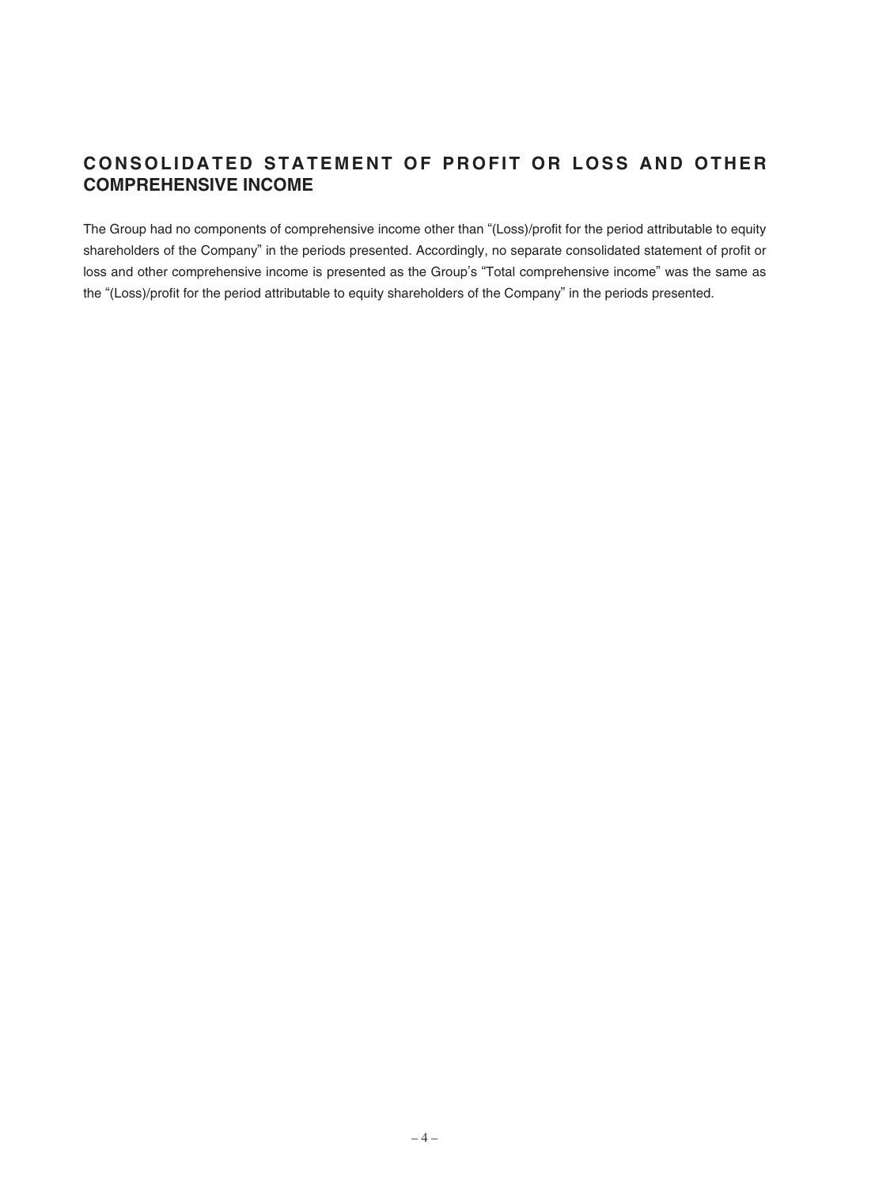## CONSOLIDATED STATEMENT OF PROFIT OR LOSS AND OTHER COMPREHENSIVE INCOME

The Group had no components of comprehensive income other than "(Loss)/profit for the period attributable to equity shareholders of the Company" in the periods presented. Accordingly, no separate consolidated statement of profit or loss and other comprehensive income is presented as the Group's "Total comprehensive income" was the same as the "(Loss)/profit for the period attributable to equity shareholders of the Company" in the periods presented.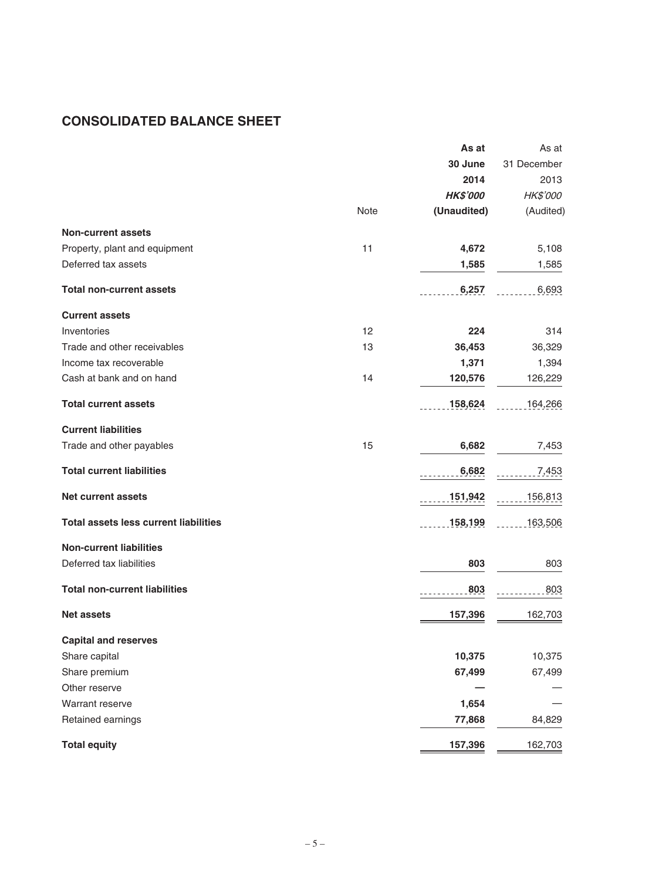## CONSOLIDATED BALANCE SHEET

| | Note | As at 30 June 2014 HK$'000 (Unaudited) | As at 31 December 2013 HK$'000 (Audited) |
|---|---|---|---|
| **Non-current assets** | | | |
| Property, plant and equipment | 11 | **4,672** | 5,108 |
| Deferred tax assets | | **1,585** | 1,585 |
| **Total non-current assets** | | **6,257** | 6,693 |
| **Current assets** | | | |
| Inventories | 12 | **224** | 314 |
| Trade and other receivables | 13 | **36,453** | 36,329 |
| Income tax recoverable | | **1,371** | 1,394 |
| Cash at bank and on hand | 14 | **120,576** | 126,229 |
| **Total current assets** | | **158,624** | 164,266 |
| **Current liabilities** | | | |
| Trade and other payables | 15 | **6,682** | 7,453 |
| **Total current liabilities** | | **6,682** | 7,453 |
| **Net current assets** | | **151,942** | 156,813 |
| **Total assets less current liabilities** | | **158,199** | 163,506 |
| **Non-current liabilities** | | | |
| Deferred tax liabilities | | **803** | 803 |
| **Total non-current liabilities** | | **803** | 803 |
| **Net assets** | | **157,396** | 162,703 |
| **Capital and reserves** | | | |
| Share capital | | **10,375** | 10,375 |
| Share premium | | **67,499** | 67,499 |
| Other reserve | | **—** | — |
| Warrant reserve | | **1,654** | — |
| Retained earnings | | **77,868** | 84,829 |
| **Total equity** | | **157,396** | 162,703 |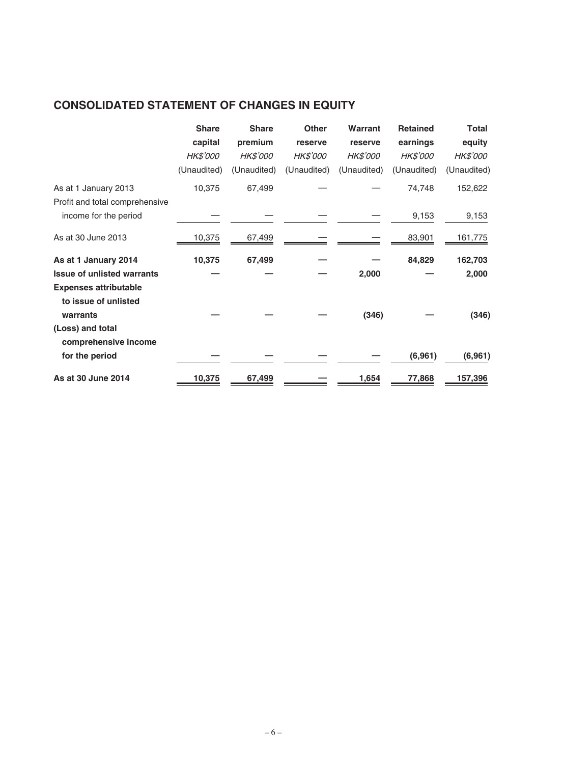## CONSOLIDATED STATEMENT OF CHANGES IN EQUITY

| | Share capital | Share premium | Other reserve | Warrant reserve | Retained earnings | Total equity |
|---|---|---|---|---|---|---|
| | *HK$'000* | *HK$'000* | *HK$'000* | *HK$'000* | *HK$'000* | *HK$'000* |
| | (Unaudited) | (Unaudited) | (Unaudited) | (Unaudited) | (Unaudited) | (Unaudited) |
| As at 1 January 2013 | 10,375 | 67,499 | — | — | 74,748 | 152,622 |
| Profit and total comprehensive income for the period | — | — | — | — | 9,153 | 9,153 |
| As at 30 June 2013 | 10,375 | 67,499 | — | — | 83,901 | 161,775 |
| **As at 1 January 2014** | **10,375** | **67,499** | **—** | **—** | **84,829** | **162,703** |
| **Issue of unlisted warrants** | **—** | **—** | **—** | **2,000** | **—** | **2,000** |
| **Expenses attributable to issue of unlisted warrants** | **—** | **—** | **—** | **(346)** | **—** | **(346)** |
| **(Loss) and total comprehensive income for the period** | **—** | **—** | **—** | **—** | **(6,961)** | **(6,961)** |
| **As at 30 June 2014** | **10,375** | **67,499** | **—** | **1,654** | **77,868** | **157,396** |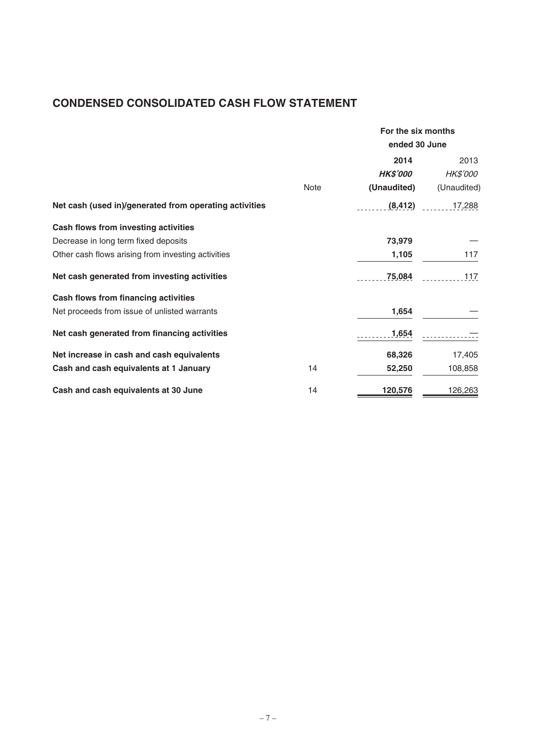## CONDENSED CONSOLIDATED CASH FLOW STATEMENT

| | Note | For the six months ended 30 June | |
|---|---|---|---|
| | | **2014** | 2013 |
| | | ***HK$'000*** | *HK$'000* |
| | | **(Unaudited)** | (Unaudited) |
| **Net cash (used in)/generated from operating activities** | | **(8,412)** | 17,288 |
| **Cash flows from investing activities** | | | |
| Decrease in long term fixed deposits | | **73,979** | — |
| Other cash flows arising from investing activities | | **1,105** | 117 |
| **Net cash generated from investing activities** | | **75,084** | 117 |
| **Cash flows from financing activities** | | | |
| Net proceeds from issue of unlisted warrants | | **1,654** | — |
| **Net cash generated from financing activities** | | **1,654** | — |
| **Net increase in cash and cash equivalents** | | **68,326** | 17,405 |
| **Cash and cash equivalents at 1 January** | 14 | **52,250** | 108,858 |
| **Cash and cash equivalents at 30 June** | 14 | **120,576** | 126,263 |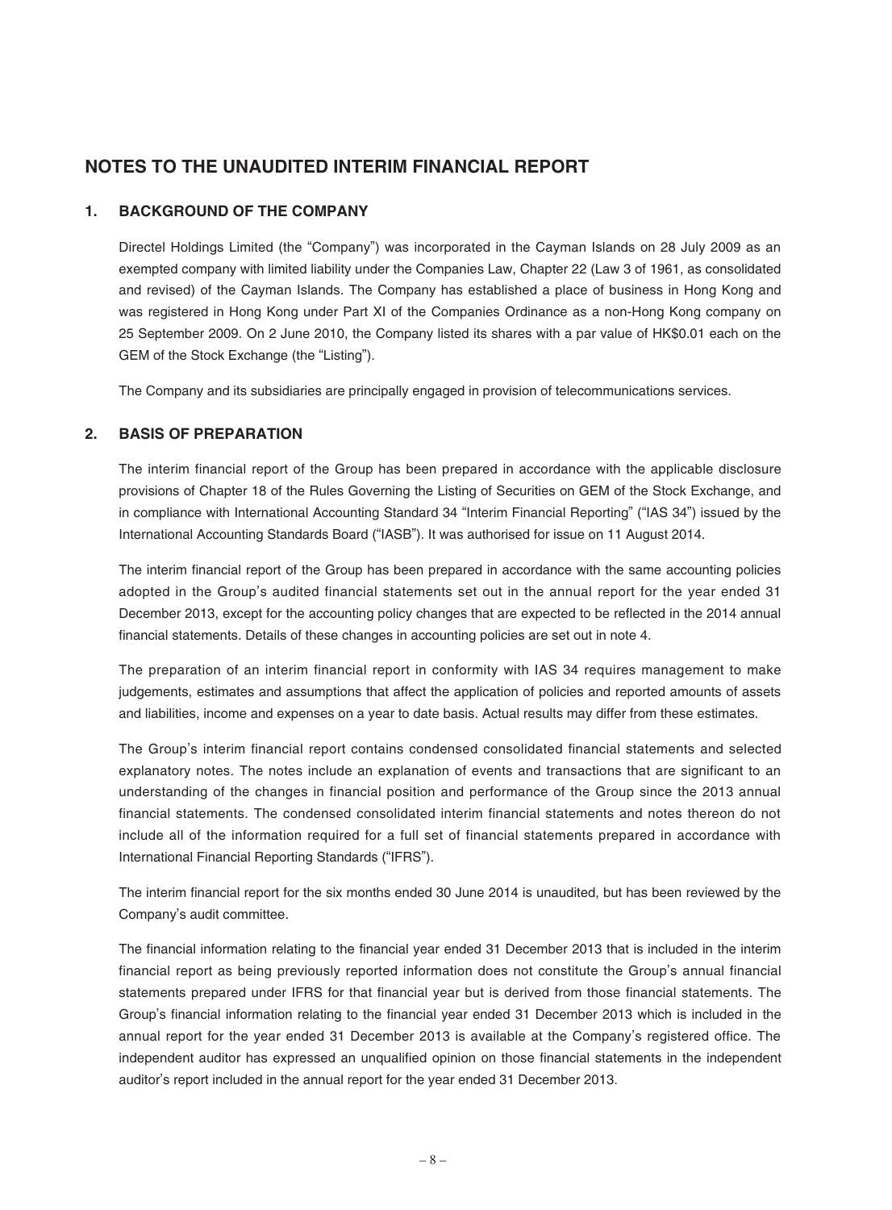# NOTES TO THE UNAUDITED INTERIM FINANCIAL REPORT

## 1. BACKGROUND OF THE COMPANY

Directel Holdings Limited (the "Company") was incorporated in the Cayman Islands on 28 July 2009 as an exempted company with limited liability under the Companies Law, Chapter 22 (Law 3 of 1961, as consolidated and revised) of the Cayman Islands. The Company has established a place of business in Hong Kong and was registered in Hong Kong under Part XI of the Companies Ordinance as a non-Hong Kong company on 25 September 2009. On 2 June 2010, the Company listed its shares with a par value of HK$0.01 each on the GEM of the Stock Exchange (the "Listing").

The Company and its subsidiaries are principally engaged in provision of telecommunications services.

## 2. BASIS OF PREPARATION

The interim financial report of the Group has been prepared in accordance with the applicable disclosure provisions of Chapter 18 of the Rules Governing the Listing of Securities on GEM of the Stock Exchange, and in compliance with International Accounting Standard 34 "Interim Financial Reporting" ("IAS 34") issued by the International Accounting Standards Board ("IASB"). It was authorised for issue on 11 August 2014.

The interim financial report of the Group has been prepared in accordance with the same accounting policies adopted in the Group's audited financial statements set out in the annual report for the year ended 31 December 2013, except for the accounting policy changes that are expected to be reflected in the 2014 annual financial statements. Details of these changes in accounting policies are set out in note 4.

The preparation of an interim financial report in conformity with IAS 34 requires management to make judgements, estimates and assumptions that affect the application of policies and reported amounts of assets and liabilities, income and expenses on a year to date basis. Actual results may differ from these estimates.

The Group's interim financial report contains condensed consolidated financial statements and selected explanatory notes. The notes include an explanation of events and transactions that are significant to an understanding of the changes in financial position and performance of the Group since the 2013 annual financial statements. The condensed consolidated interim financial statements and notes thereon do not include all of the information required for a full set of financial statements prepared in accordance with International Financial Reporting Standards ("IFRS").

The interim financial report for the six months ended 30 June 2014 is unaudited, but has been reviewed by the Company's audit committee.

The financial information relating to the financial year ended 31 December 2013 that is included in the interim financial report as being previously reported information does not constitute the Group's annual financial statements prepared under IFRS for that financial year but is derived from those financial statements. The Group's financial information relating to the financial year ended 31 December 2013 which is included in the annual report for the year ended 31 December 2013 is available at the Company's registered office. The independent auditor has expressed an unqualified opinion on those financial statements in the independent auditor's report included in the annual report for the year ended 31 December 2013.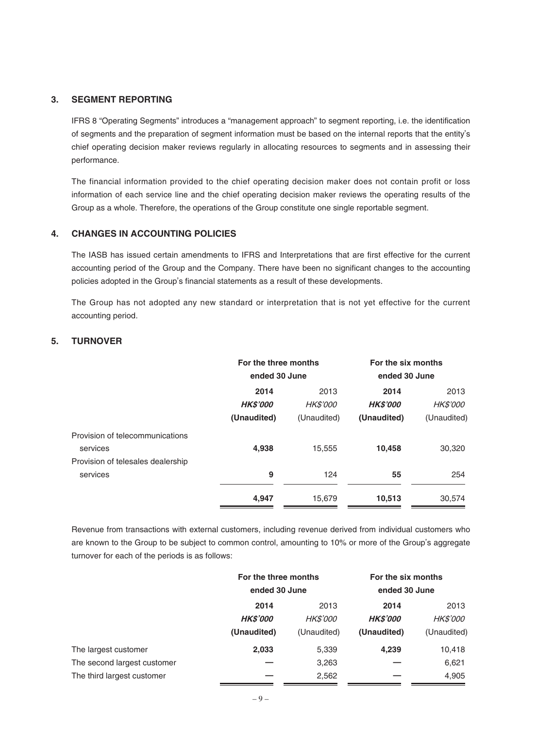## 3. SEGMENT REPORTING

IFRS 8 "Operating Segments" introduces a "management approach" to segment reporting, i.e. the identification of segments and the preparation of segment information must be based on the internal reports that the entity's chief operating decision maker reviews regularly in allocating resources to segments and in assessing their performance.

The financial information provided to the chief operating decision maker does not contain profit or loss information of each service line and the chief operating decision maker reviews the operating results of the Group as a whole. Therefore, the operations of the Group constitute one single reportable segment.

## 4. CHANGES IN ACCOUNTING POLICIES

The IASB has issued certain amendments to IFRS and Interpretations that are first effective for the current accounting period of the Group and the Company. There have been no significant changes to the accounting policies adopted in the Group's financial statements as a result of these developments.

The Group has not adopted any new standard or interpretation that is not yet effective for the current accounting period.

## 5. TURNOVER

| | **For the three months ended 30 June** | | **For the six months ended 30 June** | |
|---|---|---|---|---|
| | **2014** | 2013 | **2014** | 2013 |
| | ***HK$'000*** | *HK$'000* | ***HK$'000*** | *HK$'000* |
| | **(Unaudited)** | (Unaudited) | **(Unaudited)** | (Unaudited) |
| Provision of telecommunications services | **4,938** | 15,555 | **10,458** | 30,320 |
| Provision of telesales dealership services | **9** | 124 | **55** | 254 |
| | **4,947** | 15,679 | **10,513** | 30,574 |

Revenue from transactions with external customers, including revenue derived from individual customers who are known to the Group to be subject to common control, amounting to 10% or more of the Group's aggregate turnover for each of the periods is as follows:

| | **For the three months ended 30 June** | | **For the six months ended 30 June** | |
|---|---|---|---|---|
| | **2014** | 2013 | **2014** | 2013 |
| | ***HK$'000*** | *HK$'000* | ***HK$'000*** | *HK$'000* |
| | **(Unaudited)** | (Unaudited) | **(Unaudited)** | (Unaudited) |
| The largest customer | **2,033** | 5,339 | **4,239** | 10,418 |
| The second largest customer | **—** | 3,263 | **—** | 6,621 |
| The third largest customer | **—** | 2,562 | **—** | 4,905 |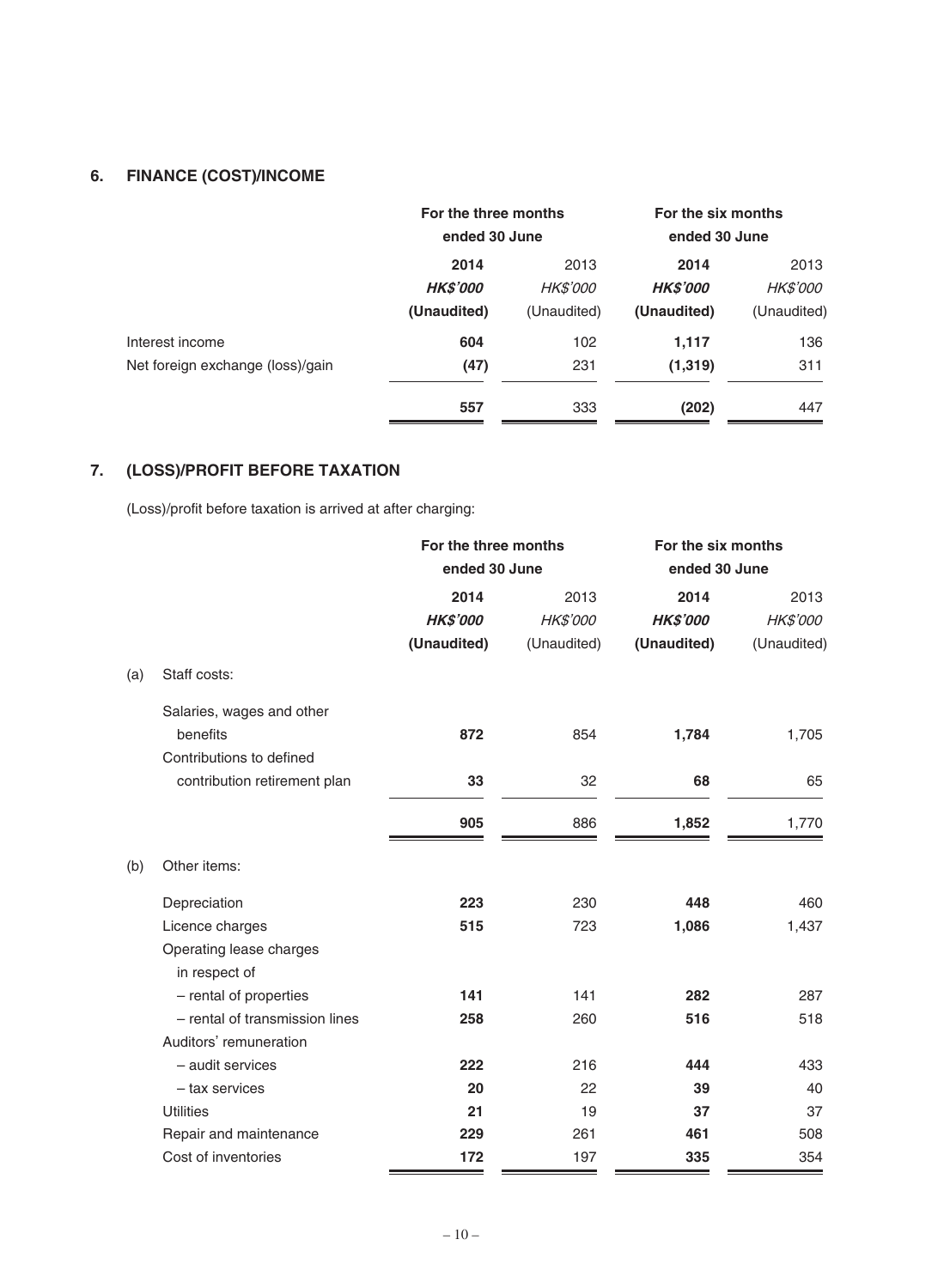## 6. FINANCE (COST)/INCOME

| | For the three months ended 30 June | | For the six months ended 30 June | |
|---|---|---|---|---|
| | **2014** | 2013 | **2014** | 2013 |
| | ***HK$'000*** | *HK$'000* | ***HK$'000*** | *HK$'000* |
| | **(Unaudited)** | (Unaudited) | **(Unaudited)** | (Unaudited) |
| Interest income | **604** | 102 | **1,117** | 136 |
| Net foreign exchange (loss)/gain | **(47)** | 231 | **(1,319)** | 311 |
| | **557** | 333 | **(202)** | 447 |

## 7. (LOSS)/PROFIT BEFORE TAXATION

(Loss)/profit before taxation is arrived at after charging:

| | For the three months ended 30 June | | For the six months ended 30 June | |
|---|---|---|---|---|
| | **2014** | 2013 | **2014** | 2013 |
| | ***HK$'000*** | *HK$'000* | ***HK$'000*** | *HK$'000* |
| | **(Unaudited)** | (Unaudited) | **(Unaudited)** | (Unaudited) |
| (a) Staff costs: | | | | |
| Salaries, wages and other benefits | **872** | 854 | **1,784** | 1,705 |
| Contributions to defined contribution retirement plan | **33** | 32 | **68** | 65 |
| | **905** | 886 | **1,852** | 1,770 |
| (b) Other items: | | | | |
| Depreciation | **223** | 230 | **448** | 460 |
| Licence charges | **515** | 723 | **1,086** | 1,437 |
| Operating lease charges in respect of | | | | |
| – rental of properties | **141** | 141 | **282** | 287 |
| – rental of transmission lines | **258** | 260 | **516** | 518 |
| Auditors' remuneration | | | | |
| – audit services | **222** | 216 | **444** | 433 |
| – tax services | **20** | 22 | **39** | 40 |
| Utilities | **21** | 19 | **37** | 37 |
| Repair and maintenance | **229** | 261 | **461** | 508 |
| Cost of inventories | **172** | 197 | **335** | 354 |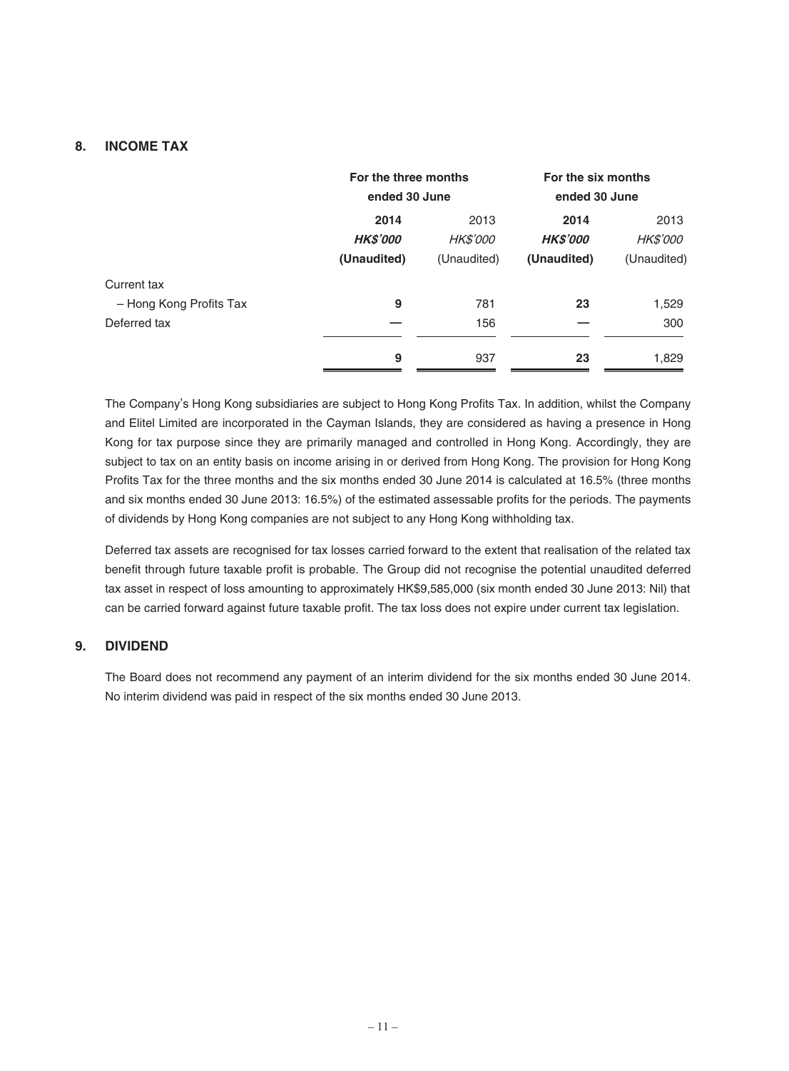## 8. INCOME TAX

| | For the three months ended 30 June | | For the six months ended 30 June | |
|---|---|---|---|---|
| | **2014** | 2013 | **2014** | 2013 |
| | ***HK$'000*** | *HK$'000* | ***HK$'000*** | *HK$'000* |
| | **(Unaudited)** | (Unaudited) | **(Unaudited)** | (Unaudited) |
| Current tax | | | | |
| – Hong Kong Profits Tax | **9** | 781 | **23** | 1,529 |
| Deferred tax | **—** | 156 | **—** | 300 |
| | **9** | 937 | **23** | 1,829 |

The Company's Hong Kong subsidiaries are subject to Hong Kong Profits Tax. In addition, whilst the Company and Elitel Limited are incorporated in the Cayman Islands, they are considered as having a presence in Hong Kong for tax purpose since they are primarily managed and controlled in Hong Kong. Accordingly, they are subject to tax on an entity basis on income arising in or derived from Hong Kong. The provision for Hong Kong Profits Tax for the three months and the six months ended 30 June 2014 is calculated at 16.5% (three months and six months ended 30 June 2013: 16.5%) of the estimated assessable profits for the periods. The payments of dividends by Hong Kong companies are not subject to any Hong Kong withholding tax.

Deferred tax assets are recognised for tax losses carried forward to the extent that realisation of the related tax benefit through future taxable profit is probable. The Group did not recognise the potential unaudited deferred tax asset in respect of loss amounting to approximately HK$9,585,000 (six month ended 30 June 2013: Nil) that can be carried forward against future taxable profit. The tax loss does not expire under current tax legislation.

## 9. DIVIDEND

The Board does not recommend any payment of an interim dividend for the six months ended 30 June 2014. No interim dividend was paid in respect of the six months ended 30 June 2013.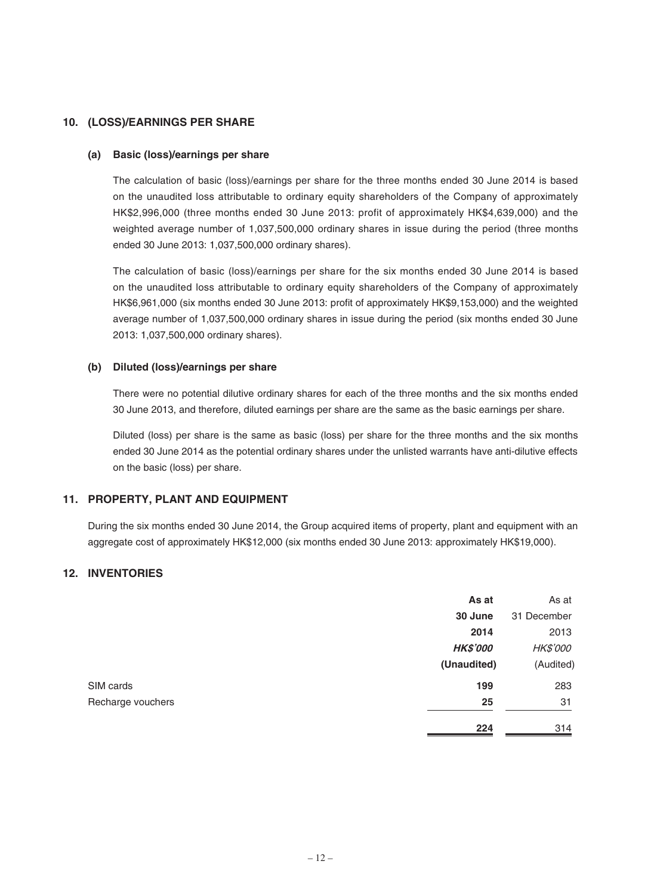## 10. (LOSS)/EARNINGS PER SHARE

### (a) Basic (loss)/earnings per share

The calculation of basic (loss)/earnings per share for the three months ended 30 June 2014 is based on the unaudited loss attributable to ordinary equity shareholders of the Company of approximately HK$2,996,000 (three months ended 30 June 2013: profit of approximately HK$4,639,000) and the weighted average number of 1,037,500,000 ordinary shares in issue during the period (three months ended 30 June 2013: 1,037,500,000 ordinary shares).

The calculation of basic (loss)/earnings per share for the six months ended 30 June 2014 is based on the unaudited loss attributable to ordinary equity shareholders of the Company of approximately HK$6,961,000 (six months ended 30 June 2013: profit of approximately HK$9,153,000) and the weighted average number of 1,037,500,000 ordinary shares in issue during the period (six months ended 30 June 2013: 1,037,500,000 ordinary shares).

### (b) Diluted (loss)/earnings per share

There were no potential dilutive ordinary shares for each of the three months and the six months ended 30 June 2013, and therefore, diluted earnings per share are the same as the basic earnings per share.

Diluted (loss) per share is the same as basic (loss) per share for the three months and the six months ended 30 June 2014 as the potential ordinary shares under the unlisted warrants have anti-dilutive effects on the basic (loss) per share.

## 11. PROPERTY, PLANT AND EQUIPMENT

During the six months ended 30 June 2014, the Group acquired items of property, plant and equipment with an aggregate cost of approximately HK$12,000 (six months ended 30 June 2013: approximately HK$19,000).

## 12. INVENTORIES

| | **As at 30 June 2014** | As at 31 December 2013 |
|---|---|---|
| | ***HK$'000*** | *HK$'000* |
| | **(Unaudited)** | (Audited) |
| SIM cards | **199** | 283 |
| Recharge vouchers | **25** | 31 |
| | **224** | 314 |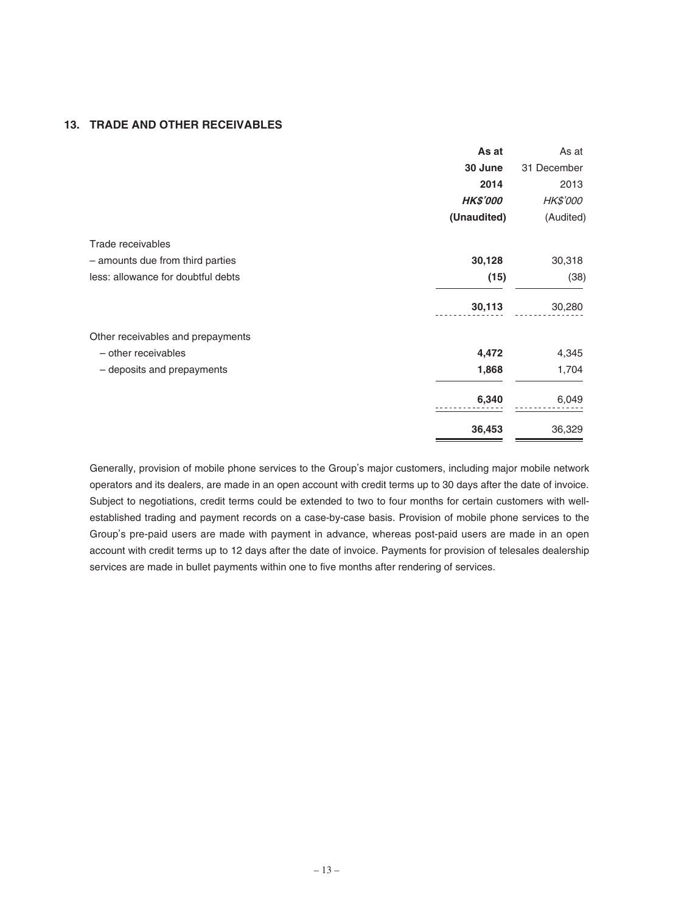## 13. TRADE AND OTHER RECEIVABLES

| | **As at 30 June 2014** | As at 31 December 2013 |
|---|---|---|
| | ***HK$'000*** | *HK$'000* |
| | **(Unaudited)** | (Audited) |
| Trade receivables | | |
| – amounts due from third parties | **30,128** | 30,318 |
| less: allowance for doubtful debts | **(15)** | (38) |
| | **30,113** | 30,280 |
| Other receivables and prepayments | | |
| – other receivables | **4,472** | 4,345 |
| – deposits and prepayments | **1,868** | 1,704 |
| | **6,340** | 6,049 |
| | **36,453** | 36,329 |

Generally, provision of mobile phone services to the Group's major customers, including major mobile network operators and its dealers, are made in an open account with credit terms up to 30 days after the date of invoice. Subject to negotiations, credit terms could be extended to two to four months for certain customers with well-established trading and payment records on a case-by-case basis. Provision of mobile phone services to the Group's pre-paid users are made with payment in advance, whereas post-paid users are made in an open account with credit terms up to 12 days after the date of invoice. Payments for provision of telesales dealership services are made in bullet payments within one to five months after rendering of services.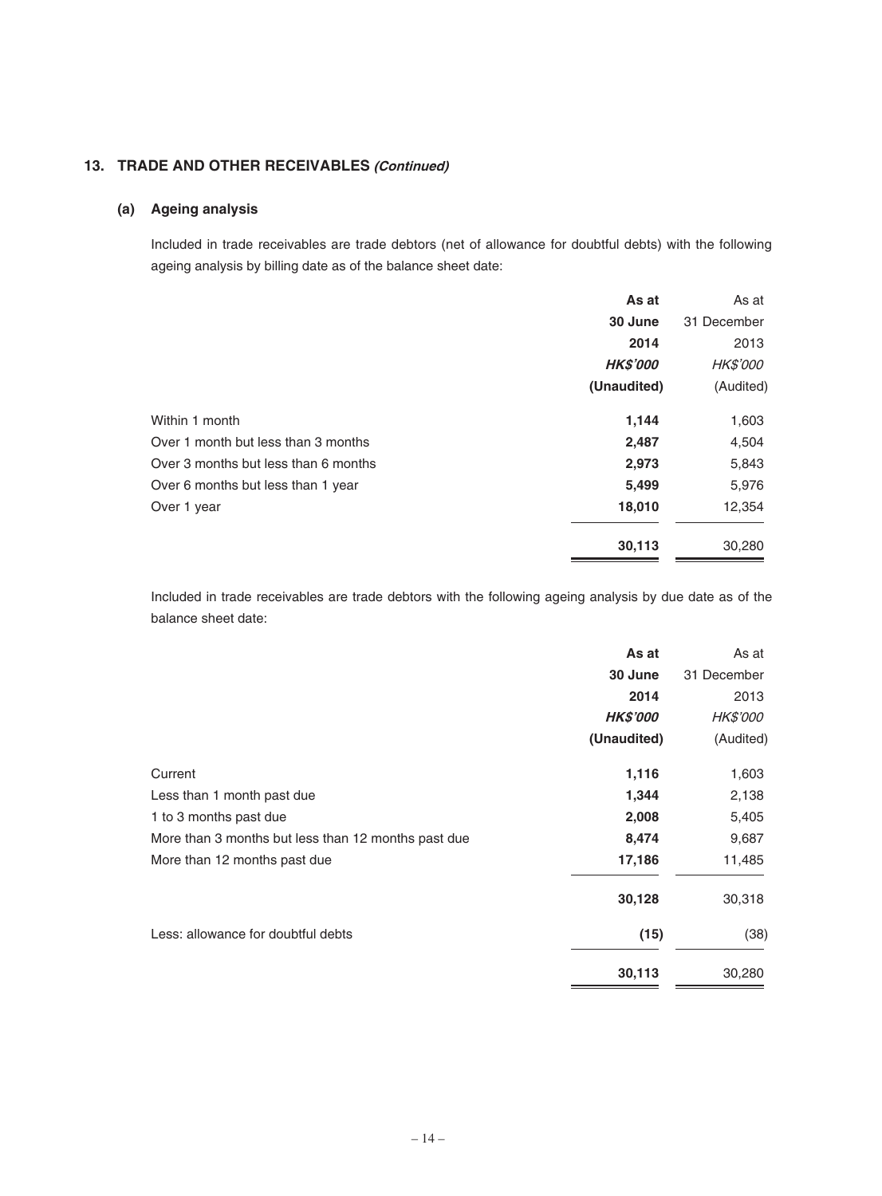## 13. TRADE AND OTHER RECEIVABLES *(Continued)*

### (a) Ageing analysis

Included in trade receivables are trade debtors (net of allowance for doubtful debts) with the following ageing analysis by billing date as of the balance sheet date:

| | **As at 30 June 2014** | As at 31 December 2013 |
|---|---|---|
| | ***HK$'000*** | *HK$'000* |
| | **(Unaudited)** | (Audited) |
| Within 1 month | **1,144** | 1,603 |
| Over 1 month but less than 3 months | **2,487** | 4,504 |
| Over 3 months but less than 6 months | **2,973** | 5,843 |
| Over 6 months but less than 1 year | **5,499** | 5,976 |
| Over 1 year | **18,010** | 12,354 |
| | **30,113** | 30,280 |

Included in trade receivables are trade debtors with the following ageing analysis by due date as of the balance sheet date:

| | **As at 30 June 2014** | As at 31 December 2013 |
|---|---|---|
| | ***HK$'000*** | *HK$'000* |
| | **(Unaudited)** | (Audited) |
| Current | **1,116** | 1,603 |
| Less than 1 month past due | **1,344** | 2,138 |
| 1 to 3 months past due | **2,008** | 5,405 |
| More than 3 months but less than 12 months past due | **8,474** | 9,687 |
| More than 12 months past due | **17,186** | 11,485 |
| | **30,128** | 30,318 |
| Less: allowance for doubtful debts | **(15)** | (38) |
| | **30,113** | 30,280 |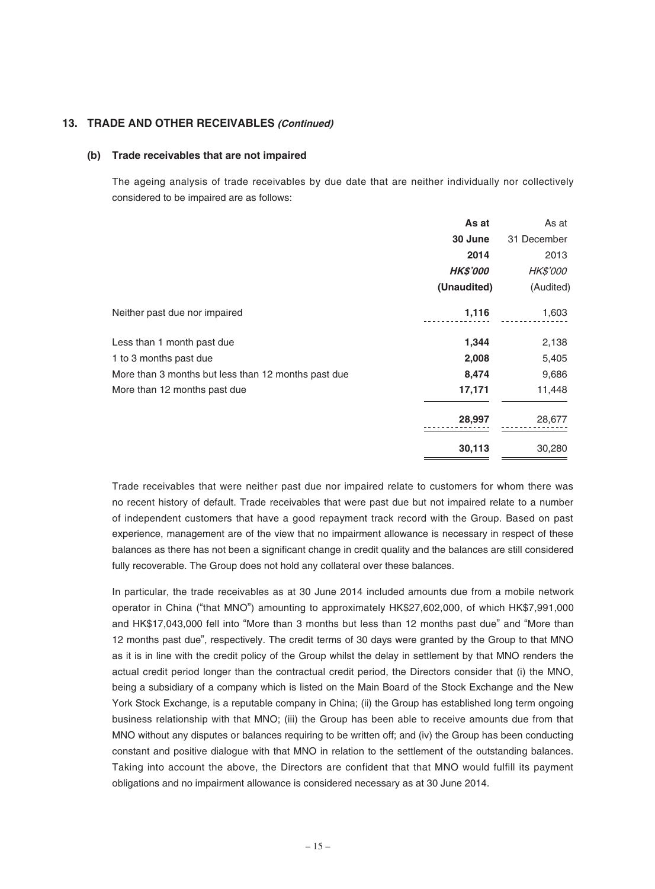## 13. TRADE AND OTHER RECEIVABLES *(Continued)*

### (b) Trade receivables that are not impaired

The ageing analysis of trade receivables by due date that are neither individually nor collectively considered to be impaired are as follows:

| | **As at 30 June 2014** | As at 31 December 2013 |
|---|---|---|
| | ***HK$'000*** | *HK$'000* |
| | **(Unaudited)** | (Audited) |
| Neither past due nor impaired | **1,116** | 1,603 |
| Less than 1 month past due | **1,344** | 2,138 |
| 1 to 3 months past due | **2,008** | 5,405 |
| More than 3 months but less than 12 months past due | **8,474** | 9,686 |
| More than 12 months past due | **17,171** | 11,448 |
| | **28,997** | 28,677 |
| | **30,113** | 30,280 |

Trade receivables that were neither past due nor impaired relate to customers for whom there was no recent history of default. Trade receivables that were past due but not impaired relate to a number of independent customers that have a good repayment track record with the Group. Based on past experience, management are of the view that no impairment allowance is necessary in respect of these balances as there has not been a significant change in credit quality and the balances are still considered fully recoverable. The Group does not hold any collateral over these balances.

In particular, the trade receivables as at 30 June 2014 included amounts due from a mobile network operator in China ("that MNO") amounting to approximately HK$27,602,000, of which HK$7,991,000 and HK$17,043,000 fell into "More than 3 months but less than 12 months past due" and "More than 12 months past due", respectively. The credit terms of 30 days were granted by the Group to that MNO as it is in line with the credit policy of the Group whilst the delay in settlement by that MNO renders the actual credit period longer than the contractual credit period, the Directors consider that (i) the MNO, being a subsidiary of a company which is listed on the Main Board of the Stock Exchange and the New York Stock Exchange, is a reputable company in China; (ii) the Group has established long term ongoing business relationship with that MNO; (iii) the Group has been able to receive amounts due from that MNO without any disputes or balances requiring to be written off; and (iv) the Group has been conducting constant and positive dialogue with that MNO in relation to the settlement of the outstanding balances. Taking into account the above, the Directors are confident that that MNO would fulfill its payment obligations and no impairment allowance is considered necessary as at 30 June 2014.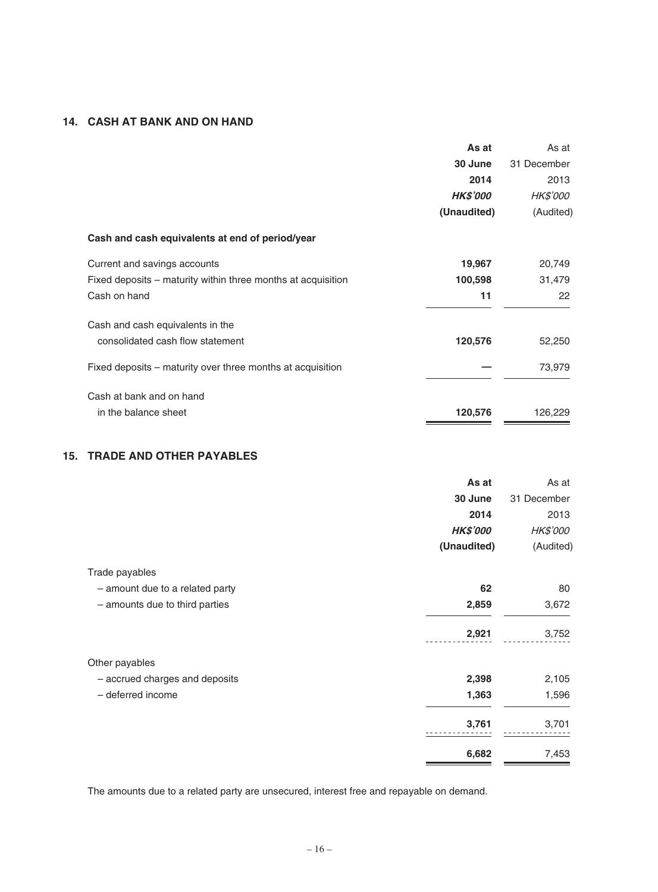## 14. CASH AT BANK AND ON HAND

| | **As at 30 June 2014** | As at 31 December 2013 |
|---|---|---|
| | ***HK$'000*** | *HK$'000* |
| | **(Unaudited)** | (Audited) |
| **Cash and cash equivalents at end of period/year** | | |
| Current and savings accounts | **19,967** | 20,749 |
| Fixed deposits – maturity within three months at acquisition | **100,598** | 31,479 |
| Cash on hand | **11** | 22 |
| Cash and cash equivalents in the consolidated cash flow statement | **120,576** | 52,250 |
| Fixed deposits – maturity over three months at acquisition | **—** | 73,979 |
| Cash at bank and on hand in the balance sheet | **120,576** | 126,229 |

## 15. TRADE AND OTHER PAYABLES

| | **As at 30 June 2014** | As at 31 December 2013 |
|---|---|---|
| | ***HK$'000*** | *HK$'000* |
| | **(Unaudited)** | (Audited) |
| Trade payables | | |
| – amount due to a related party | **62** | 80 |
| – amounts due to third parties | **2,859** | 3,672 |
| | **2,921** | 3,752 |
| Other payables | | |
| – accrued charges and deposits | **2,398** | 2,105 |
| – deferred income | **1,363** | 1,596 |
| | **3,761** | 3,701 |
| | **6,682** | 7,453 |

The amounts due to a related party are unsecured, interest free and repayable on demand.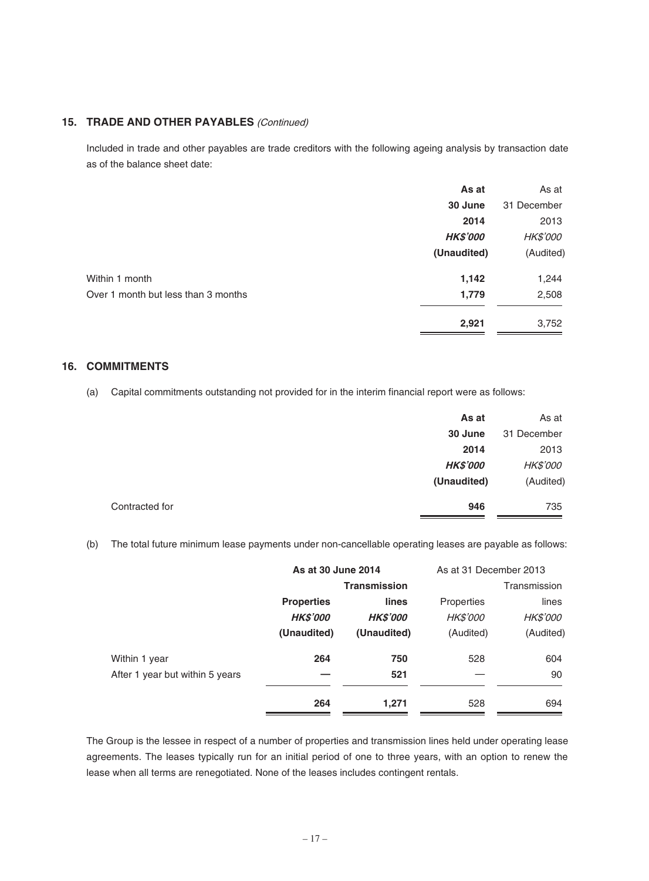## 15. TRADE AND OTHER PAYABLES *(Continued)*

Included in trade and other payables are trade creditors with the following ageing analysis by transaction date as of the balance sheet date:

| | **As at 30 June 2014** | As at 31 December 2013 |
|---|---|---|
| | ***HK$'000*** | *HK$'000* |
| | **(Unaudited)** | (Audited) |
| Within 1 month | **1,142** | 1,244 |
| Over 1 month but less than 3 months | **1,779** | 2,508 |
| | **2,921** | 3,752 |

## 16. COMMITMENTS

(a) Capital commitments outstanding not provided for in the interim financial report were as follows:

| | **As at 30 June 2014** | As at 31 December 2013 |
|---|---|---|
| | ***HK$'000*** | *HK$'000* |
| | **(Unaudited)** | (Audited) |
| Contracted for | **946** | 735 |

(b) The total future minimum lease payments under non-cancellable operating leases are payable as follows:

| | **As at 30 June 2014** | | As at 31 December 2013 | |
|---|---|---|---|---|
| | **Properties** | **Transmission lines** | Properties | Transmission lines |
| | ***HK$'000*** | ***HK$'000*** | *HK$'000* | *HK$'000* |
| | **(Unaudited)** | **(Unaudited)** | (Audited) | (Audited) |
| Within 1 year | **264** | **750** | 528 | 604 |
| After 1 year but within 5 years | **—** | **521** | — | 90 |
| | **264** | **1,271** | 528 | 694 |

The Group is the lessee in respect of a number of properties and transmission lines held under operating lease agreements. The leases typically run for an initial period of one to three years, with an option to renew the lease when all terms are renegotiated. None of the leases includes contingent rentals.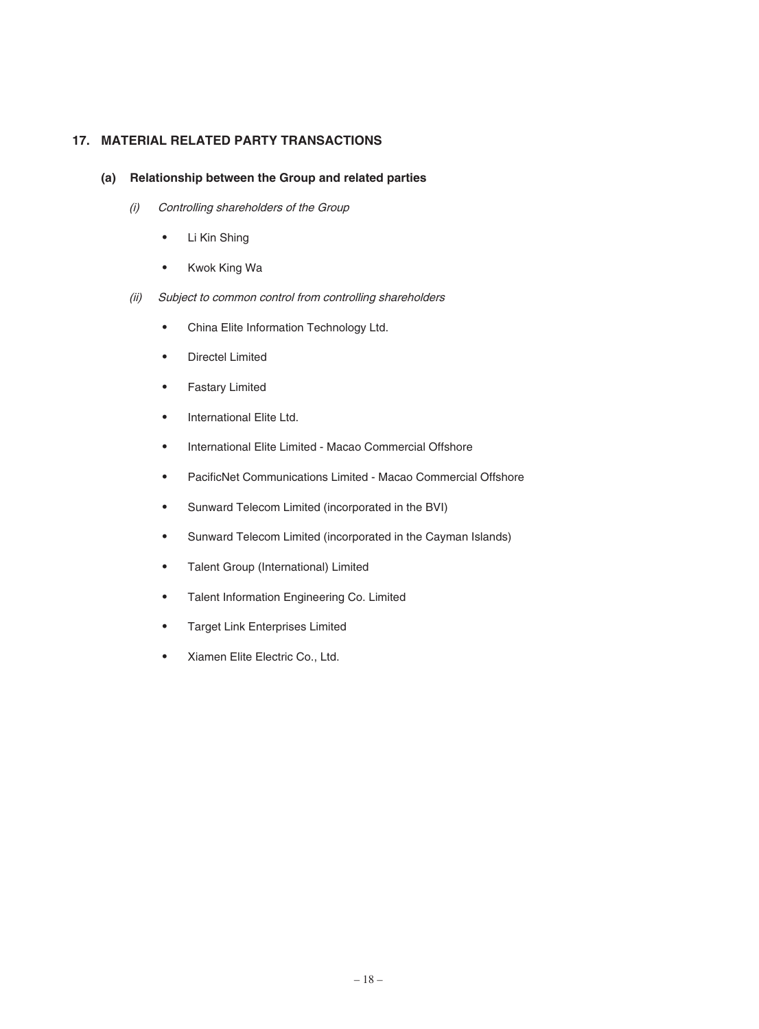## 17. MATERIAL RELATED PARTY TRANSACTIONS

### (a) Relationship between the Group and related parties

*(i) Controlling shareholders of the Group*

- Li Kin Shing
- Kwok King Wa

*(ii) Subject to common control from controlling shareholders*

- China Elite Information Technology Ltd.
- Directel Limited
- Fastary Limited
- International Elite Ltd.
- International Elite Limited - Macao Commercial Offshore
- PacificNet Communications Limited - Macao Commercial Offshore
- Sunward Telecom Limited (incorporated in the BVI)
- Sunward Telecom Limited (incorporated in the Cayman Islands)
- Talent Group (International) Limited
- Talent Information Engineering Co. Limited
- Target Link Enterprises Limited
- Xiamen Elite Electric Co., Ltd.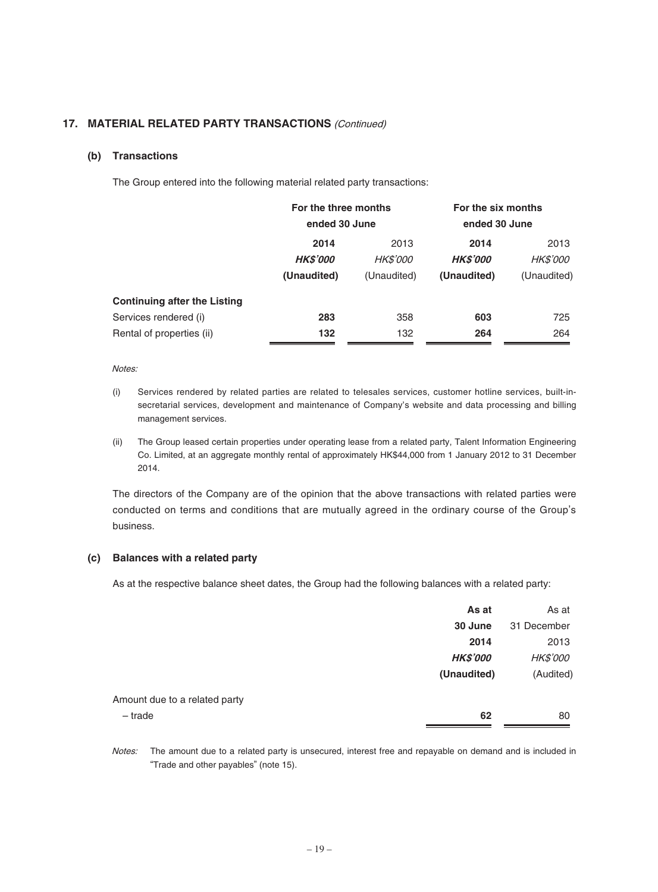## 17. MATERIAL RELATED PARTY TRANSACTIONS *(Continued)*

### (b) Transactions

The Group entered into the following material related party transactions:

| | For the three months ended 30 June | | For the six months ended 30 June | |
|---|---|---|---|---|
| | **2014** | 2013 | **2014** | 2013 |
| | ***HK$'000*** | *HK$'000* | ***HK$'000*** | *HK$'000* |
| | **(Unaudited)** | (Unaudited) | **(Unaudited)** | (Unaudited) |
| **Continuing after the Listing** | | | | |
| Services rendered (i) | **283** | 358 | **603** | 725 |
| Rental of properties (ii) | **132** | 132 | **264** | 264 |

*Notes:*

(i) Services rendered by related parties are related to telesales services, customer hotline services, built-in-secretarial services, development and maintenance of Company's website and data processing and billing management services.

(ii) The Group leased certain properties under operating lease from a related party, Talent Information Engineering Co. Limited, at an aggregate monthly rental of approximately HK$44,000 from 1 January 2012 to 31 December 2014.

The directors of the Company are of the opinion that the above transactions with related parties were conducted on terms and conditions that are mutually agreed in the ordinary course of the Group's business.

### (c) Balances with a related party

As at the respective balance sheet dates, the Group had the following balances with a related party:

| | As at 30 June 2014 | As at 31 December 2013 |
|---|---|---|
| | ***HK$'000*** | *HK$'000* |
| | **(Unaudited)** | (Audited) |
| Amount due to a related party | | |
| – trade | **62** | 80 |

*Notes:* The amount due to a related party is unsecured, interest free and repayable on demand and is included in "Trade and other payables" (note 15).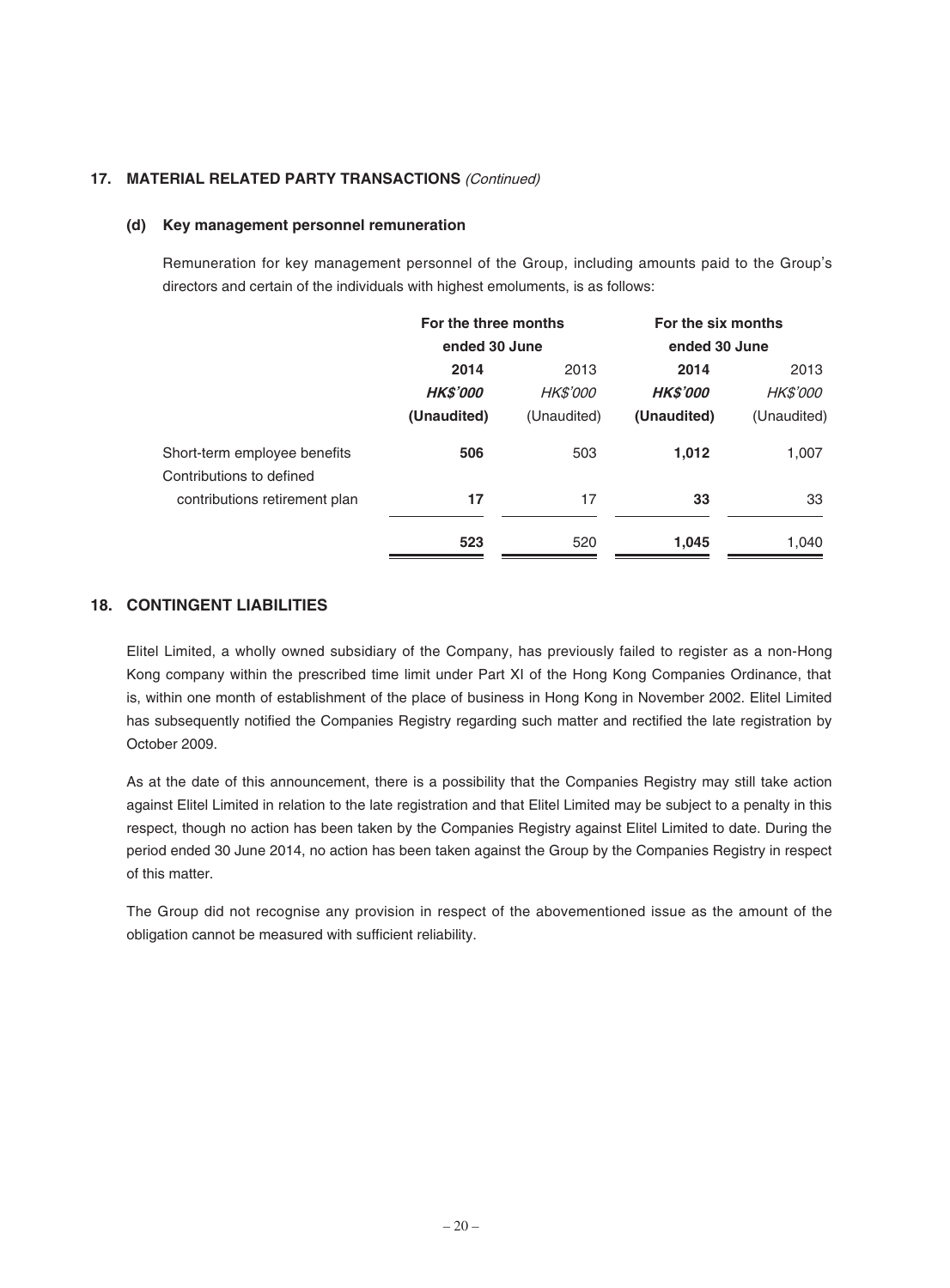## 17. MATERIAL RELATED PARTY TRANSACTIONS *(Continued)*

### (d) Key management personnel remuneration

Remuneration for key management personnel of the Group, including amounts paid to the Group's directors and certain of the individuals with highest emoluments, is as follows:

| | For the three months ended 30 June | | For the six months ended 30 June | |
|---|---|---|---|---|
| | **2014** | 2013 | **2014** | 2013 |
| | ***HK$'000*** | *HK$'000* | ***HK$'000*** | *HK$'000* |
| | **(Unaudited)** | (Unaudited) | **(Unaudited)** | (Unaudited) |
| Short-term employee benefits | **506** | 503 | **1,012** | 1,007 |
| Contributions to defined contributions retirement plan | **17** | 17 | **33** | 33 |
| | **523** | 520 | **1,045** | 1,040 |

## 18. CONTINGENT LIABILITIES

Elitel Limited, a wholly owned subsidiary of the Company, has previously failed to register as a non-Hong Kong company within the prescribed time limit under Part XI of the Hong Kong Companies Ordinance, that is, within one month of establishment of the place of business in Hong Kong in November 2002. Elitel Limited has subsequently notified the Companies Registry regarding such matter and rectified the late registration by October 2009.

As at the date of this announcement, there is a possibility that the Companies Registry may still take action against Elitel Limited in relation to the late registration and that Elitel Limited may be subject to a penalty in this respect, though no action has been taken by the Companies Registry against Elitel Limited to date. During the period ended 30 June 2014, no action has been taken against the Group by the Companies Registry in respect of this matter.

The Group did not recognise any provision in respect of the abovementioned issue as the amount of the obligation cannot be measured with sufficient reliability.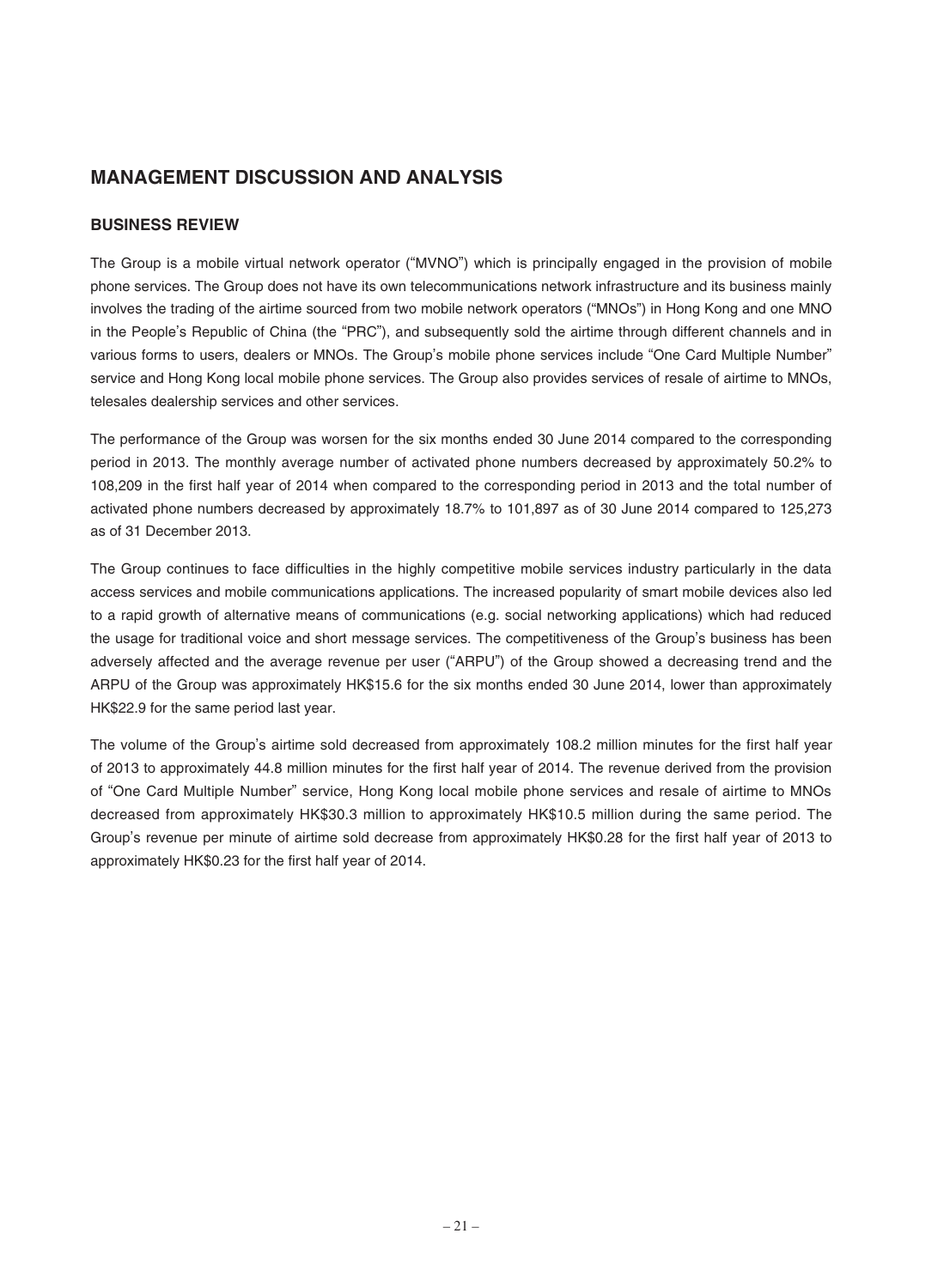## MANAGEMENT DISCUSSION AND ANALYSIS

### BUSINESS REVIEW

The Group is a mobile virtual network operator ("MVNO") which is principally engaged in the provision of mobile phone services. The Group does not have its own telecommunications network infrastructure and its business mainly involves the trading of the airtime sourced from two mobile network operators ("MNOs") in Hong Kong and one MNO in the People's Republic of China (the "PRC"), and subsequently sold the airtime through different channels and in various forms to users, dealers or MNOs. The Group's mobile phone services include "One Card Multiple Number" service and Hong Kong local mobile phone services. The Group also provides services of resale of airtime to MNOs, telesales dealership services and other services.

The performance of the Group was worsen for the six months ended 30 June 2014 compared to the corresponding period in 2013. The monthly average number of activated phone numbers decreased by approximately 50.2% to 108,209 in the first half year of 2014 when compared to the corresponding period in 2013 and the total number of activated phone numbers decreased by approximately 18.7% to 101,897 as of 30 June 2014 compared to 125,273 as of 31 December 2013.

The Group continues to face difficulties in the highly competitive mobile services industry particularly in the data access services and mobile communications applications. The increased popularity of smart mobile devices also led to a rapid growth of alternative means of communications (e.g. social networking applications) which had reduced the usage for traditional voice and short message services. The competitiveness of the Group's business has been adversely affected and the average revenue per user ("ARPU") of the Group showed a decreasing trend and the ARPU of the Group was approximately HK$15.6 for the six months ended 30 June 2014, lower than approximately HK$22.9 for the same period last year.

The volume of the Group's airtime sold decreased from approximately 108.2 million minutes for the first half year of 2013 to approximately 44.8 million minutes for the first half year of 2014. The revenue derived from the provision of "One Card Multiple Number" service, Hong Kong local mobile phone services and resale of airtime to MNOs decreased from approximately HK$30.3 million to approximately HK$10.5 million during the same period. The Group's revenue per minute of airtime sold decrease from approximately HK$0.28 for the first half year of 2013 to approximately HK$0.23 for the first half year of 2014.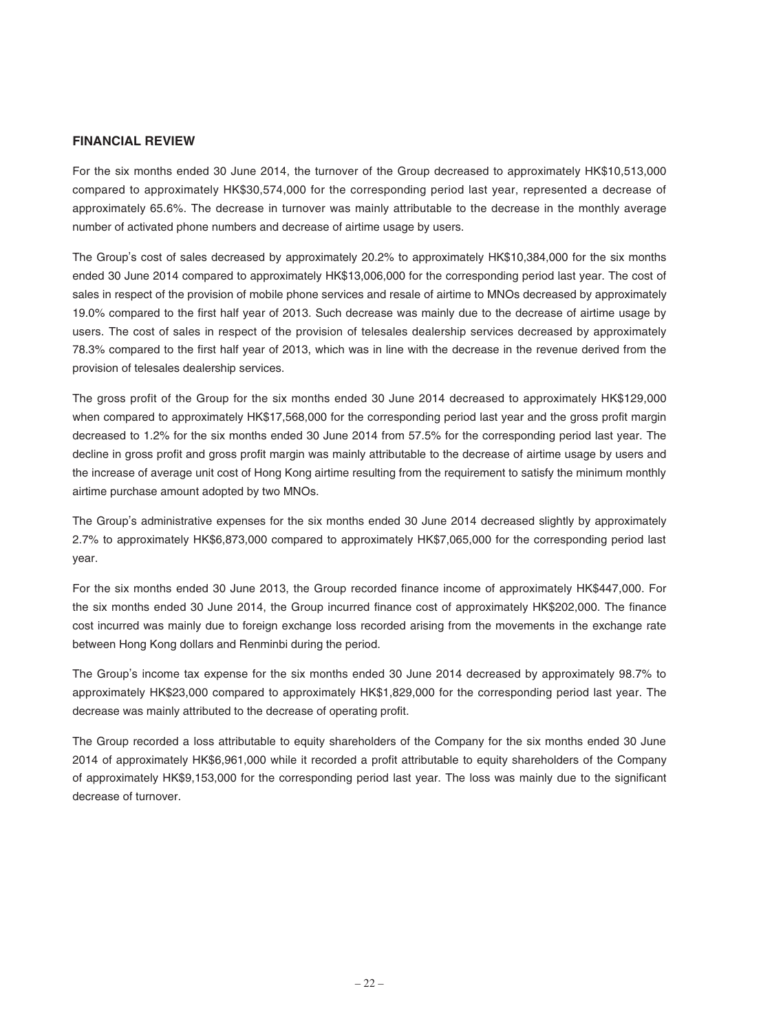## FINANCIAL REVIEW

For the six months ended 30 June 2014, the turnover of the Group decreased to approximately HK$10,513,000 compared to approximately HK$30,574,000 for the corresponding period last year, represented a decrease of approximately 65.6%. The decrease in turnover was mainly attributable to the decrease in the monthly average number of activated phone numbers and decrease of airtime usage by users.

The Group's cost of sales decreased by approximately 20.2% to approximately HK$10,384,000 for the six months ended 30 June 2014 compared to approximately HK$13,006,000 for the corresponding period last year. The cost of sales in respect of the provision of mobile phone services and resale of airtime to MNOs decreased by approximately 19.0% compared to the first half year of 2013. Such decrease was mainly due to the decrease of airtime usage by users. The cost of sales in respect of the provision of telesales dealership services decreased by approximately 78.3% compared to the first half year of 2013, which was in line with the decrease in the revenue derived from the provision of telesales dealership services.

The gross profit of the Group for the six months ended 30 June 2014 decreased to approximately HK$129,000 when compared to approximately HK$17,568,000 for the corresponding period last year and the gross profit margin decreased to 1.2% for the six months ended 30 June 2014 from 57.5% for the corresponding period last year. The decline in gross profit and gross profit margin was mainly attributable to the decrease of airtime usage by users and the increase of average unit cost of Hong Kong airtime resulting from the requirement to satisfy the minimum monthly airtime purchase amount adopted by two MNOs.

The Group's administrative expenses for the six months ended 30 June 2014 decreased slightly by approximately 2.7% to approximately HK$6,873,000 compared to approximately HK$7,065,000 for the corresponding period last year.

For the six months ended 30 June 2013, the Group recorded finance income of approximately HK$447,000. For the six months ended 30 June 2014, the Group incurred finance cost of approximately HK$202,000. The finance cost incurred was mainly due to foreign exchange loss recorded arising from the movements in the exchange rate between Hong Kong dollars and Renminbi during the period.

The Group's income tax expense for the six months ended 30 June 2014 decreased by approximately 98.7% to approximately HK$23,000 compared to approximately HK$1,829,000 for the corresponding period last year. The decrease was mainly attributed to the decrease of operating profit.

The Group recorded a loss attributable to equity shareholders of the Company for the six months ended 30 June 2014 of approximately HK$6,961,000 while it recorded a profit attributable to equity shareholders of the Company of approximately HK$9,153,000 for the corresponding period last year. The loss was mainly due to the significant decrease of turnover.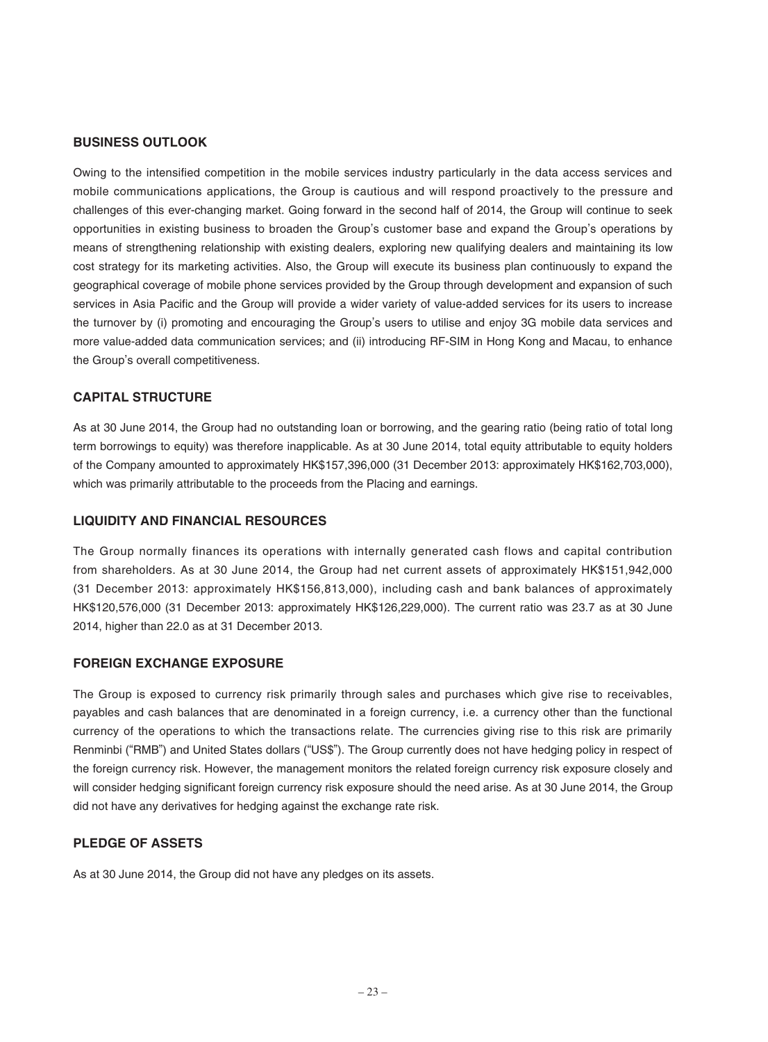## BUSINESS OUTLOOK

Owing to the intensified competition in the mobile services industry particularly in the data access services and mobile communications applications, the Group is cautious and will respond proactively to the pressure and challenges of this ever-changing market. Going forward in the second half of 2014, the Group will continue to seek opportunities in existing business to broaden the Group's customer base and expand the Group's operations by means of strengthening relationship with existing dealers, exploring new qualifying dealers and maintaining its low cost strategy for its marketing activities. Also, the Group will execute its business plan continuously to expand the geographical coverage of mobile phone services provided by the Group through development and expansion of such services in Asia Pacific and the Group will provide a wider variety of value-added services for its users to increase the turnover by (i) promoting and encouraging the Group's users to utilise and enjoy 3G mobile data services and more value-added data communication services; and (ii) introducing RF-SIM in Hong Kong and Macau, to enhance the Group's overall competitiveness.

## CAPITAL STRUCTURE

As at 30 June 2014, the Group had no outstanding loan or borrowing, and the gearing ratio (being ratio of total long term borrowings to equity) was therefore inapplicable. As at 30 June 2014, total equity attributable to equity holders of the Company amounted to approximately HK$157,396,000 (31 December 2013: approximately HK$162,703,000), which was primarily attributable to the proceeds from the Placing and earnings.

## LIQUIDITY AND FINANCIAL RESOURCES

The Group normally finances its operations with internally generated cash flows and capital contribution from shareholders. As at 30 June 2014, the Group had net current assets of approximately HK$151,942,000 (31 December 2013: approximately HK$156,813,000), including cash and bank balances of approximately HK$120,576,000 (31 December 2013: approximately HK$126,229,000). The current ratio was 23.7 as at 30 June 2014, higher than 22.0 as at 31 December 2013.

## FOREIGN EXCHANGE EXPOSURE

The Group is exposed to currency risk primarily through sales and purchases which give rise to receivables, payables and cash balances that are denominated in a foreign currency, i.e. a currency other than the functional currency of the operations to which the transactions relate. The currencies giving rise to this risk are primarily Renminbi ("RMB") and United States dollars ("US$"). The Group currently does not have hedging policy in respect of the foreign currency risk. However, the management monitors the related foreign currency risk exposure closely and will consider hedging significant foreign currency risk exposure should the need arise. As at 30 June 2014, the Group did not have any derivatives for hedging against the exchange rate risk.

## PLEDGE OF ASSETS

As at 30 June 2014, the Group did not have any pledges on its assets.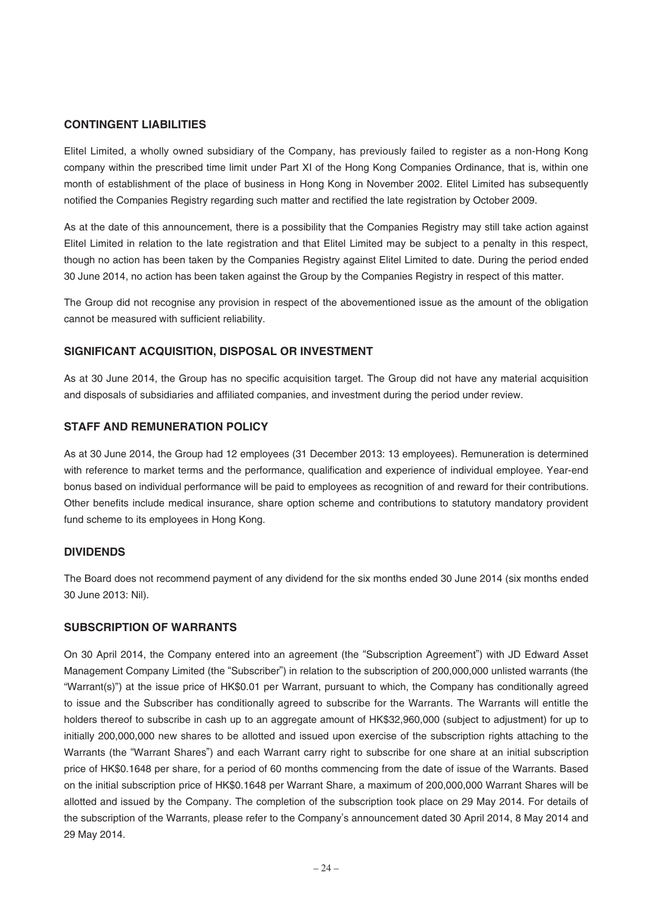## CONTINGENT LIABILITIES

Elitel Limited, a wholly owned subsidiary of the Company, has previously failed to register as a non-Hong Kong company within the prescribed time limit under Part XI of the Hong Kong Companies Ordinance, that is, within one month of establishment of the place of business in Hong Kong in November 2002. Elitel Limited has subsequently notified the Companies Registry regarding such matter and rectified the late registration by October 2009.

As at the date of this announcement, there is a possibility that the Companies Registry may still take action against Elitel Limited in relation to the late registration and that Elitel Limited may be subject to a penalty in this respect, though no action has been taken by the Companies Registry against Elitel Limited to date. During the period ended 30 June 2014, no action has been taken against the Group by the Companies Registry in respect of this matter.

The Group did not recognise any provision in respect of the abovementioned issue as the amount of the obligation cannot be measured with sufficient reliability.

## SIGNIFICANT ACQUISITION, DISPOSAL OR INVESTMENT

As at 30 June 2014, the Group has no specific acquisition target. The Group did not have any material acquisition and disposals of subsidiaries and affiliated companies, and investment during the period under review.

## STAFF AND REMUNERATION POLICY

As at 30 June 2014, the Group had 12 employees (31 December 2013: 13 employees). Remuneration is determined with reference to market terms and the performance, qualification and experience of individual employee. Year-end bonus based on individual performance will be paid to employees as recognition of and reward for their contributions. Other benefits include medical insurance, share option scheme and contributions to statutory mandatory provident fund scheme to its employees in Hong Kong.

## DIVIDENDS

The Board does not recommend payment of any dividend for the six months ended 30 June 2014 (six months ended 30 June 2013: Nil).

## SUBSCRIPTION OF WARRANTS

On 30 April 2014, the Company entered into an agreement (the "Subscription Agreement") with JD Edward Asset Management Company Limited (the "Subscriber") in relation to the subscription of 200,000,000 unlisted warrants (the "Warrant(s)") at the issue price of HK$0.01 per Warrant, pursuant to which, the Company has conditionally agreed to issue and the Subscriber has conditionally agreed to subscribe for the Warrants. The Warrants will entitle the holders thereof to subscribe in cash up to an aggregate amount of HK$32,960,000 (subject to adjustment) for up to initially 200,000,000 new shares to be allotted and issued upon exercise of the subscription rights attaching to the Warrants (the "Warrant Shares") and each Warrant carry right to subscribe for one share at an initial subscription price of HK$0.1648 per share, for a period of 60 months commencing from the date of issue of the Warrants. Based on the initial subscription price of HK$0.1648 per Warrant Share, a maximum of 200,000,000 Warrant Shares will be allotted and issued by the Company. The completion of the subscription took place on 29 May 2014. For details of the subscription of the Warrants, please refer to the Company's announcement dated 30 April 2014, 8 May 2014 and 29 May 2014.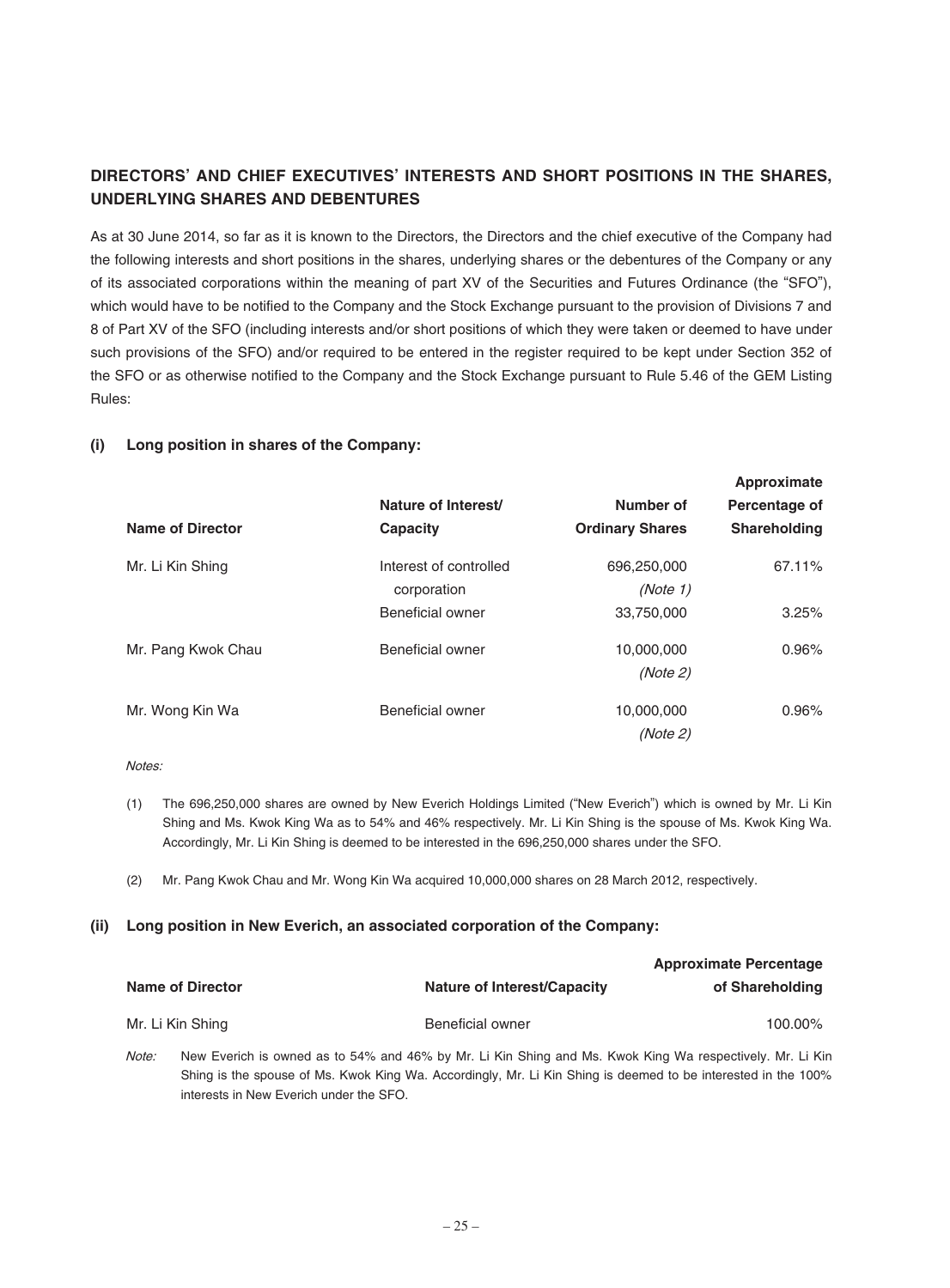## DIRECTORS' AND CHIEF EXECUTIVES' INTERESTS AND SHORT POSITIONS IN THE SHARES, UNDERLYING SHARES AND DEBENTURES

As at 30 June 2014, so far as it is known to the Directors, the Directors and the chief executive of the Company had the following interests and short positions in the shares, underlying shares or the debentures of the Company or any of its associated corporations within the meaning of part XV of the Securities and Futures Ordinance (the "SFO"), which would have to be notified to the Company and the Stock Exchange pursuant to the provision of Divisions 7 and 8 of Part XV of the SFO (including interests and/or short positions of which they were taken or deemed to have under such provisions of the SFO) and/or required to be entered in the register required to be kept under Section 352 of the SFO or as otherwise notified to the Company and the Stock Exchange pursuant to Rule 5.46 of the GEM Listing Rules:

### (i) Long position in shares of the Company:

| Name of Director | Nature of Interest/ Capacity | Number of Ordinary Shares | Approximate Percentage of Shareholding |
|---|---|---|---|
| Mr. Li Kin Shing | Interest of controlled corporation | 696,250,000 *(Note 1)* | 67.11% |
| | Beneficial owner | 33,750,000 | 3.25% |
| Mr. Pang Kwok Chau | Beneficial owner | 10,000,000 *(Note 2)* | 0.96% |
| Mr. Wong Kin Wa | Beneficial owner | 10,000,000 *(Note 2)* | 0.96% |

*Notes:*

(1) The 696,250,000 shares are owned by New Everich Holdings Limited ("New Everich") which is owned by Mr. Li Kin Shing and Ms. Kwok King Wa as to 54% and 46% respectively. Mr. Li Kin Shing is the spouse of Ms. Kwok King Wa. Accordingly, Mr. Li Kin Shing is deemed to be interested in the 696,250,000 shares under the SFO.

(2) Mr. Pang Kwok Chau and Mr. Wong Kin Wa acquired 10,000,000 shares on 28 March 2012, respectively.

### (ii) Long position in New Everich, an associated corporation of the Company:

| Name of Director | Nature of Interest/Capacity | Approximate Percentage of Shareholding |
|---|---|---|
| Mr. Li Kin Shing | Beneficial owner | 100.00% |

*Note:* New Everich is owned as to 54% and 46% by Mr. Li Kin Shing and Ms. Kwok King Wa respectively. Mr. Li Kin Shing is the spouse of Ms. Kwok King Wa. Accordingly, Mr. Li Kin Shing is deemed to be interested in the 100% interests in New Everich under the SFO.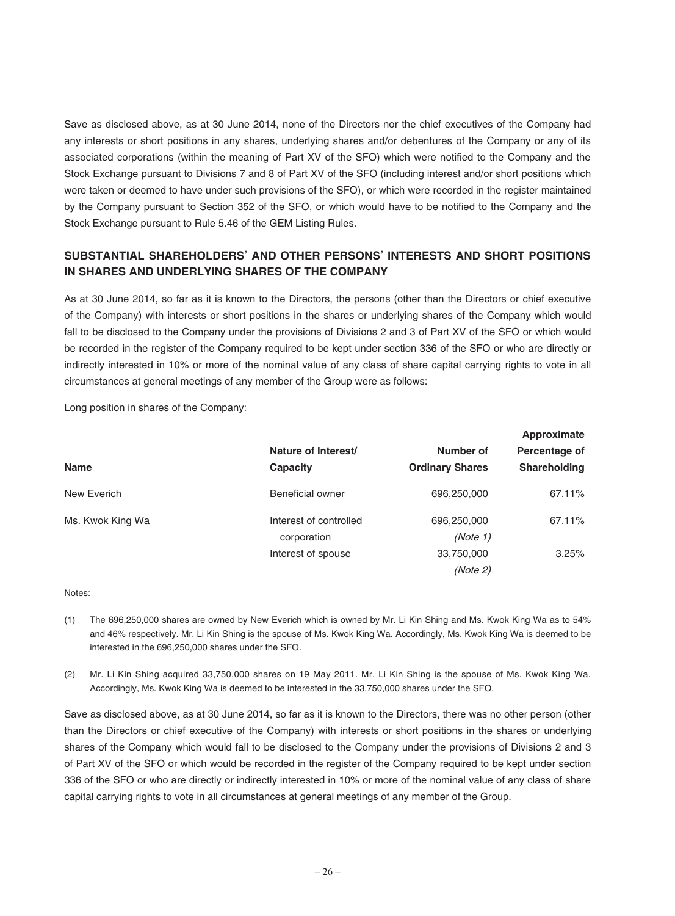Save as disclosed above, as at 30 June 2014, none of the Directors nor the chief executives of the Company had any interests or short positions in any shares, underlying shares and/or debentures of the Company or any of its associated corporations (within the meaning of Part XV of the SFO) which were notified to the Company and the Stock Exchange pursuant to Divisions 7 and 8 of Part XV of the SFO (including interest and/or short positions which were taken or deemed to have under such provisions of the SFO), or which were recorded in the register maintained by the Company pursuant to Section 352 of the SFO, or which would have to be notified to the Company and the Stock Exchange pursuant to Rule 5.46 of the GEM Listing Rules.

## SUBSTANTIAL SHAREHOLDERS' AND OTHER PERSONS' INTERESTS AND SHORT POSITIONS IN SHARES AND UNDERLYING SHARES OF THE COMPANY

As at 30 June 2014, so far as it is known to the Directors, the persons (other than the Directors or chief executive of the Company) with interests or short positions in the shares or underlying shares of the Company which would fall to be disclosed to the Company under the provisions of Divisions 2 and 3 of Part XV of the SFO or which would be recorded in the register of the Company required to be kept under section 336 of the SFO or who are directly or indirectly interested in 10% or more of the nominal value of any class of share capital carrying rights to vote in all circumstances at general meetings of any member of the Group were as follows:

Long position in shares of the Company:

| Name | Nature of Interest/ Capacity | Number of Ordinary Shares | Approximate Percentage of Shareholding |
|---|---|---|---|
| New Everich | Beneficial owner | 696,250,000 | 67.11% |
| Ms. Kwok King Wa | Interest of controlled corporation | 696,250,000 *(Note 1)* | 67.11% |
| | Interest of spouse | 33,750,000 *(Note 2)* | 3.25% |

Notes:

(1) The 696,250,000 shares are owned by New Everich which is owned by Mr. Li Kin Shing and Ms. Kwok King Wa as to 54% and 46% respectively. Mr. Li Kin Shing is the spouse of Ms. Kwok King Wa. Accordingly, Ms. Kwok King Wa is deemed to be interested in the 696,250,000 shares under the SFO.

(2) Mr. Li Kin Shing acquired 33,750,000 shares on 19 May 2011. Mr. Li Kin Shing is the spouse of Ms. Kwok King Wa. Accordingly, Ms. Kwok King Wa is deemed to be interested in the 33,750,000 shares under the SFO.

Save as disclosed above, as at 30 June 2014, so far as it is known to the Directors, there was no other person (other than the Directors or chief executive of the Company) with interests or short positions in the shares or underlying shares of the Company which would fall to be disclosed to the Company under the provisions of Divisions 2 and 3 of Part XV of the SFO or which would be recorded in the register of the Company required to be kept under section 336 of the SFO or who are directly or indirectly interested in 10% or more of the nominal value of any class of share capital carrying rights to vote in all circumstances at general meetings of any member of the Group.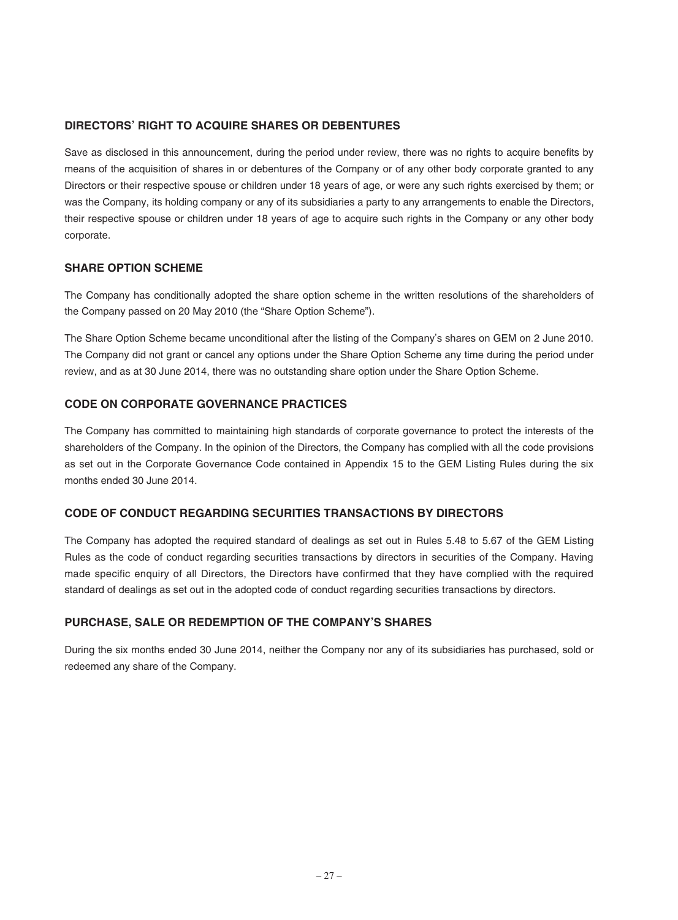## DIRECTORS' RIGHT TO ACQUIRE SHARES OR DEBENTURES

Save as disclosed in this announcement, during the period under review, there was no rights to acquire benefits by means of the acquisition of shares in or debentures of the Company or of any other body corporate granted to any Directors or their respective spouse or children under 18 years of age, or were any such rights exercised by them; or was the Company, its holding company or any of its subsidiaries a party to any arrangements to enable the Directors, their respective spouse or children under 18 years of age to acquire such rights in the Company or any other body corporate.

## SHARE OPTION SCHEME

The Company has conditionally adopted the share option scheme in the written resolutions of the shareholders of the Company passed on 20 May 2010 (the "Share Option Scheme").

The Share Option Scheme became unconditional after the listing of the Company's shares on GEM on 2 June 2010. The Company did not grant or cancel any options under the Share Option Scheme any time during the period under review, and as at 30 June 2014, there was no outstanding share option under the Share Option Scheme.

## CODE ON CORPORATE GOVERNANCE PRACTICES

The Company has committed to maintaining high standards of corporate governance to protect the interests of the shareholders of the Company. In the opinion of the Directors, the Company has complied with all the code provisions as set out in the Corporate Governance Code contained in Appendix 15 to the GEM Listing Rules during the six months ended 30 June 2014.

## CODE OF CONDUCT REGARDING SECURITIES TRANSACTIONS BY DIRECTORS

The Company has adopted the required standard of dealings as set out in Rules 5.48 to 5.67 of the GEM Listing Rules as the code of conduct regarding securities transactions by directors in securities of the Company. Having made specific enquiry of all Directors, the Directors have confirmed that they have complied with the required standard of dealings as set out in the adopted code of conduct regarding securities transactions by directors.

## PURCHASE, SALE OR REDEMPTION OF THE COMPANY'S SHARES

During the six months ended 30 June 2014, neither the Company nor any of its subsidiaries has purchased, sold or redeemed any share of the Company.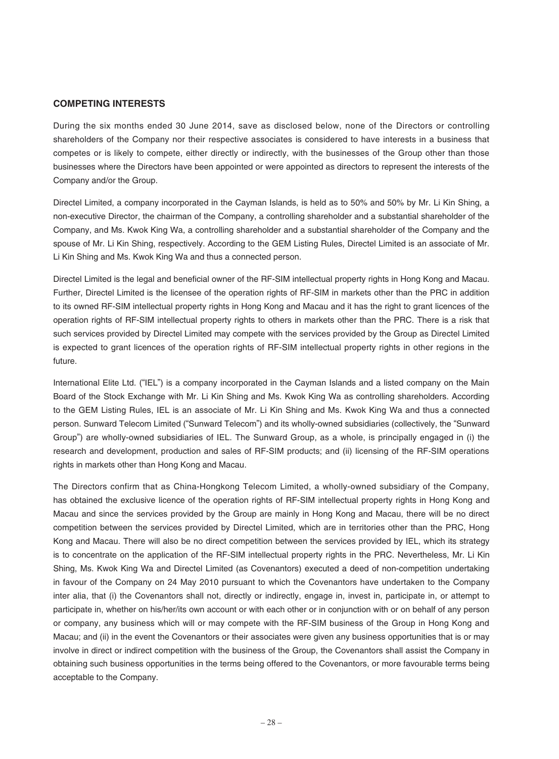## COMPETING INTERESTS

During the six months ended 30 June 2014, save as disclosed below, none of the Directors or controlling shareholders of the Company nor their respective associates is considered to have interests in a business that competes or is likely to compete, either directly or indirectly, with the businesses of the Group other than those businesses where the Directors have been appointed or were appointed as directors to represent the interests of the Company and/or the Group.

Directel Limited, a company incorporated in the Cayman Islands, is held as to 50% and 50% by Mr. Li Kin Shing, a non-executive Director, the chairman of the Company, a controlling shareholder and a substantial shareholder of the Company, and Ms. Kwok King Wa, a controlling shareholder and a substantial shareholder of the Company and the spouse of Mr. Li Kin Shing, respectively. According to the GEM Listing Rules, Directel Limited is an associate of Mr. Li Kin Shing and Ms. Kwok King Wa and thus a connected person.

Directel Limited is the legal and beneficial owner of the RF-SIM intellectual property rights in Hong Kong and Macau. Further, Directel Limited is the licensee of the operation rights of RF-SIM in markets other than the PRC in addition to its owned RF-SIM intellectual property rights in Hong Kong and Macau and it has the right to grant licences of the operation rights of RF-SIM intellectual property rights to others in markets other than the PRC. There is a risk that such services provided by Directel Limited may compete with the services provided by the Group as Directel Limited is expected to grant licences of the operation rights of RF-SIM intellectual property rights in other regions in the future.

International Elite Ltd. ("IEL") is a company incorporated in the Cayman Islands and a listed company on the Main Board of the Stock Exchange with Mr. Li Kin Shing and Ms. Kwok King Wa as controlling shareholders. According to the GEM Listing Rules, IEL is an associate of Mr. Li Kin Shing and Ms. Kwok King Wa and thus a connected person. Sunward Telecom Limited ("Sunward Telecom") and its wholly-owned subsidiaries (collectively, the "Sunward Group") are wholly-owned subsidiaries of IEL. The Sunward Group, as a whole, is principally engaged in (i) the research and development, production and sales of RF-SIM products; and (ii) licensing of the RF-SIM operations rights in markets other than Hong Kong and Macau.

The Directors confirm that as China-Hongkong Telecom Limited, a wholly-owned subsidiary of the Company, has obtained the exclusive licence of the operation rights of RF-SIM intellectual property rights in Hong Kong and Macau and since the services provided by the Group are mainly in Hong Kong and Macau, there will be no direct competition between the services provided by Directel Limited, which are in territories other than the PRC, Hong Kong and Macau. There will also be no direct competition between the services provided by IEL, which its strategy is to concentrate on the application of the RF-SIM intellectual property rights in the PRC. Nevertheless, Mr. Li Kin Shing, Ms. Kwok King Wa and Directel Limited (as Covenantors) executed a deed of non-competition undertaking in favour of the Company on 24 May 2010 pursuant to which the Covenantors have undertaken to the Company inter alia, that (i) the Covenantors shall not, directly or indirectly, engage in, invest in, participate in, or attempt to participate in, whether on his/her/its own account or with each other or in conjunction with or on behalf of any person or company, any business which will or may compete with the RF-SIM business of the Group in Hong Kong and Macau; and (ii) in the event the Covenantors or their associates were given any business opportunities that is or may involve in direct or indirect competition with the business of the Group, the Covenantors shall assist the Company in obtaining such business opportunities in the terms being offered to the Covenantors, or more favourable terms being acceptable to the Company.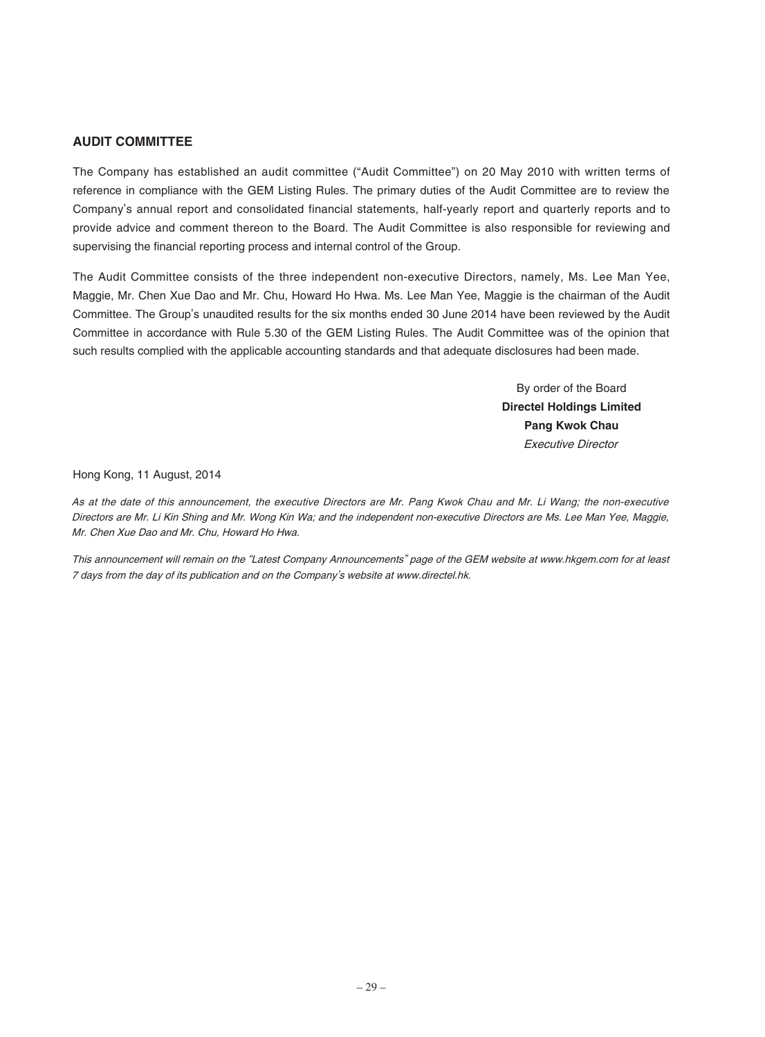## AUDIT COMMITTEE

The Company has established an audit committee ("Audit Committee") on 20 May 2010 with written terms of reference in compliance with the GEM Listing Rules. The primary duties of the Audit Committee are to review the Company's annual report and consolidated financial statements, half-yearly report and quarterly reports and to provide advice and comment thereon to the Board. The Audit Committee is also responsible for reviewing and supervising the financial reporting process and internal control of the Group.

The Audit Committee consists of the three independent non-executive Directors, namely, Ms. Lee Man Yee, Maggie, Mr. Chen Xue Dao and Mr. Chu, Howard Ho Hwa. Ms. Lee Man Yee, Maggie is the chairman of the Audit Committee. The Group's unaudited results for the six months ended 30 June 2014 have been reviewed by the Audit Committee in accordance with Rule 5.30 of the GEM Listing Rules. The Audit Committee was of the opinion that such results complied with the applicable accounting standards and that adequate disclosures had been made.

By order of the Board
**Directel Holdings Limited**
**Pang Kwok Chau**
*Executive Director*

Hong Kong, 11 August, 2014

*As at the date of this announcement, the executive Directors are Mr. Pang Kwok Chau and Mr. Li Wang; the non-executive Directors are Mr. Li Kin Shing and Mr. Wong Kin Wa; and the independent non-executive Directors are Ms. Lee Man Yee, Maggie, Mr. Chen Xue Dao and Mr. Chu, Howard Ho Hwa.*

*This announcement will remain on the "Latest Company Announcements" page of the GEM website at www.hkgem.com for at least 7 days from the day of its publication and on the Company's website at www.directel.hk.*